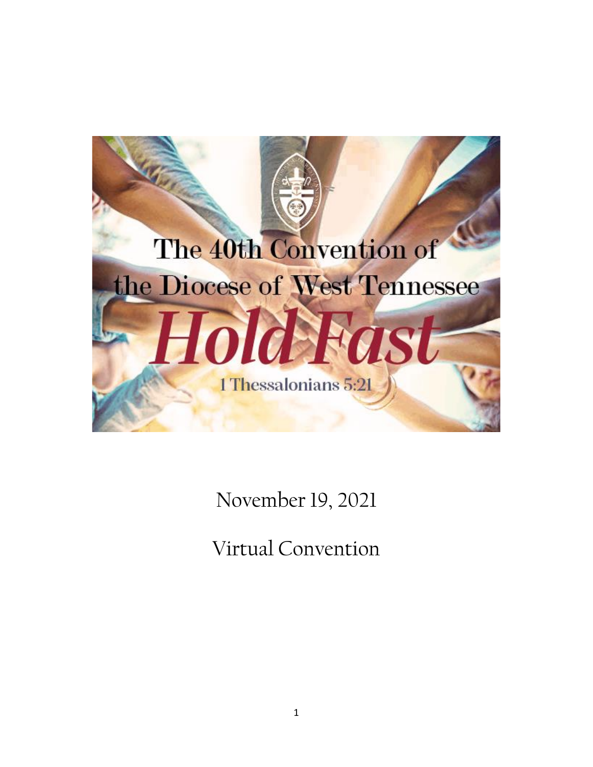# The 40th Convention of the Diocese of West Tennessee

## *Hold Fast*

1 Thessalonians 5:21

November 19, 2021

Virtual Convention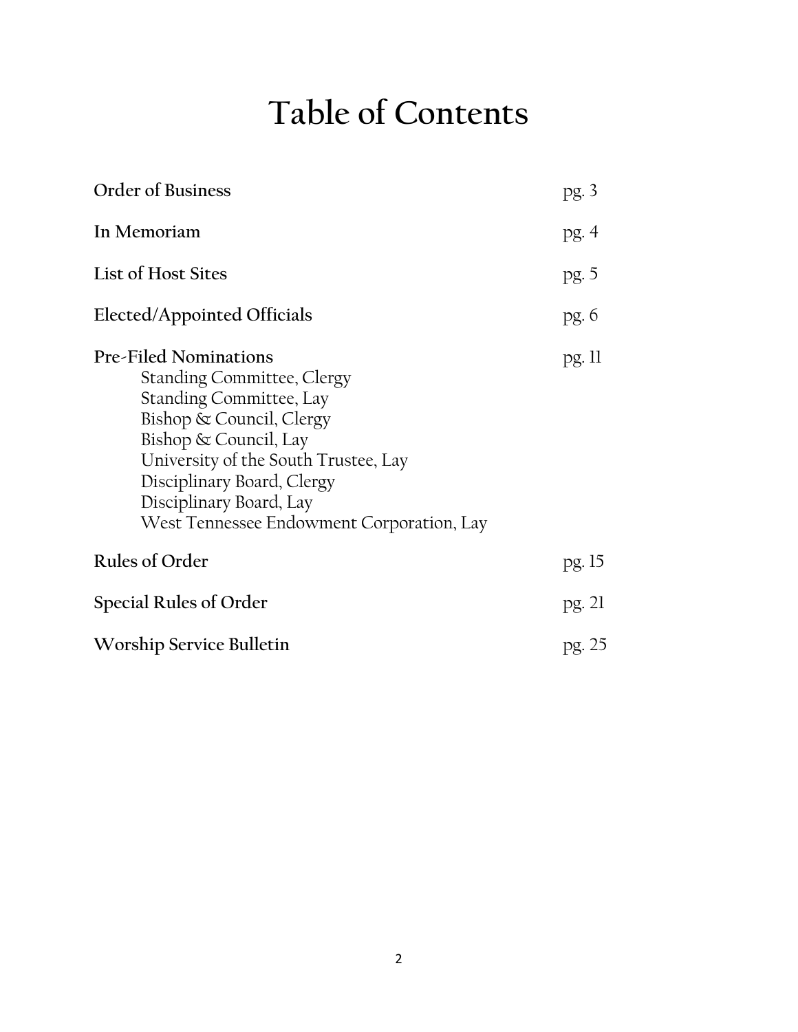# Table of Contents

| | |
|---|---|
| **Order of Business** | pg. 3 |
| **In Memoriam** | pg. 4 |
| **List of Host Sites** | pg. 5 |
| **Elected/Appointed Officials** | pg. 6 |
| **Pre-Filed Nominations** | pg. 11 |
| Standing Committee, Clergy | |
| Standing Committee, Lay | |
| Bishop & Council, Clergy | |
| Bishop & Council, Lay | |
| University of the South Trustee, Lay | |
| Disciplinary Board, Clergy | |
| Disciplinary Board, Lay | |
| West Tennessee Endowment Corporation, Lay | |
| **Rules of Order** | pg. 15 |
| **Special Rules of Order** | pg. 21 |
| **Worship Service Bulletin** | pg. 25 |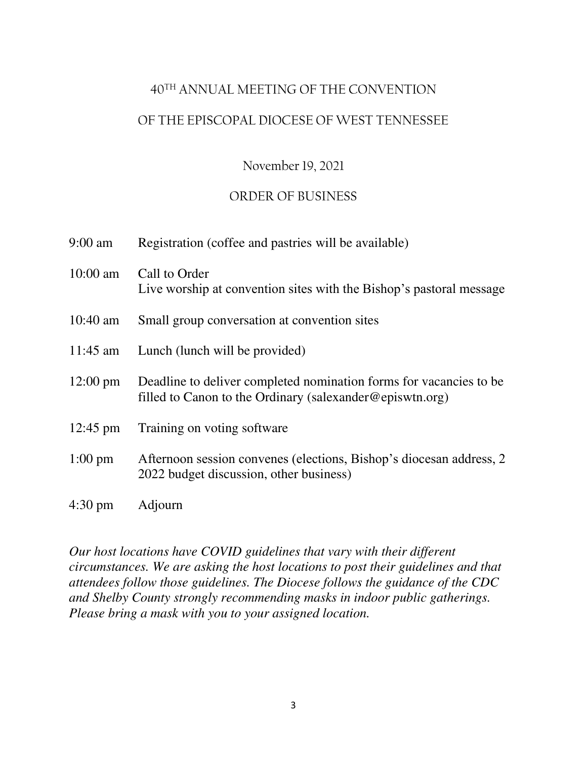# 40TH ANNUAL MEETING OF THE CONVENTION

# OF THE EPISCOPAL DIOCESE OF WEST TENNESSEE

## November 19, 2021

## ORDER OF BUSINESS

| | |
|---|---|
| 9:00 am | Registration (coffee and pastries will be available) |
| 10:00 am | Call to Order<br>Live worship at convention sites with the Bishop's pastoral message |
| 10:40 am | Small group conversation at convention sites |
| 11:45 am | Lunch (lunch will be provided) |
| 12:00 pm | Deadline to deliver completed nomination forms for vacancies to be filled to Canon to the Ordinary (salexander@episwtn.org) |
| 12:45 pm | Training on voting software |
| 1:00 pm | Afternoon session convenes (elections, Bishop's diocesan address, 2 2022 budget discussion, other business) |
| 4:30 pm | Adjourn |

*Our host locations have COVID guidelines that vary with their different circumstances. We are asking the host locations to post their guidelines and that attendees follow those guidelines. The Diocese follows the guidance of the CDC and Shelby County strongly recommending masks in indoor public gatherings. Please bring a mask with you to your assigned location.*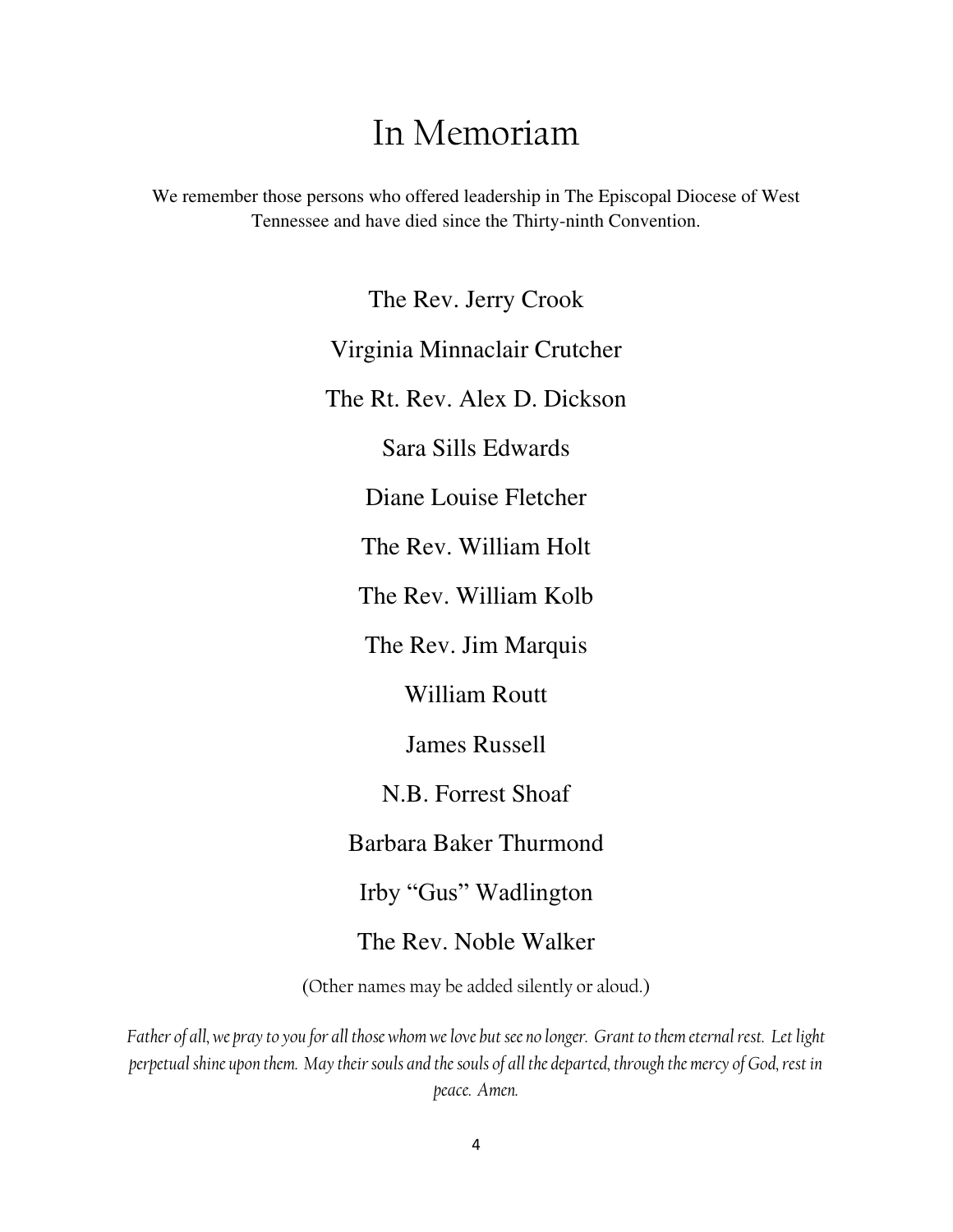# In Memoriam

We remember those persons who offered leadership in The Episcopal Diocese of West Tennessee and have died since the Thirty-ninth Convention.

The Rev. Jerry Crook

Virginia Minnaclair Crutcher

The Rt. Rev. Alex D. Dickson

Sara Sills Edwards

Diane Louise Fletcher

The Rev. William Holt

The Rev. William Kolb

The Rev. Jim Marquis

William Routt

James Russell

N.B. Forrest Shoaf

Barbara Baker Thurmond

Irby "Gus" Wadlington

The Rev. Noble Walker

(Other names may be added silently or aloud.)

*Father of all, we pray to you for all those whom we love but see no longer. Grant to them eternal rest. Let light perpetual shine upon them. May their souls and the souls of all the departed, through the mercy of God, rest in peace. Amen.*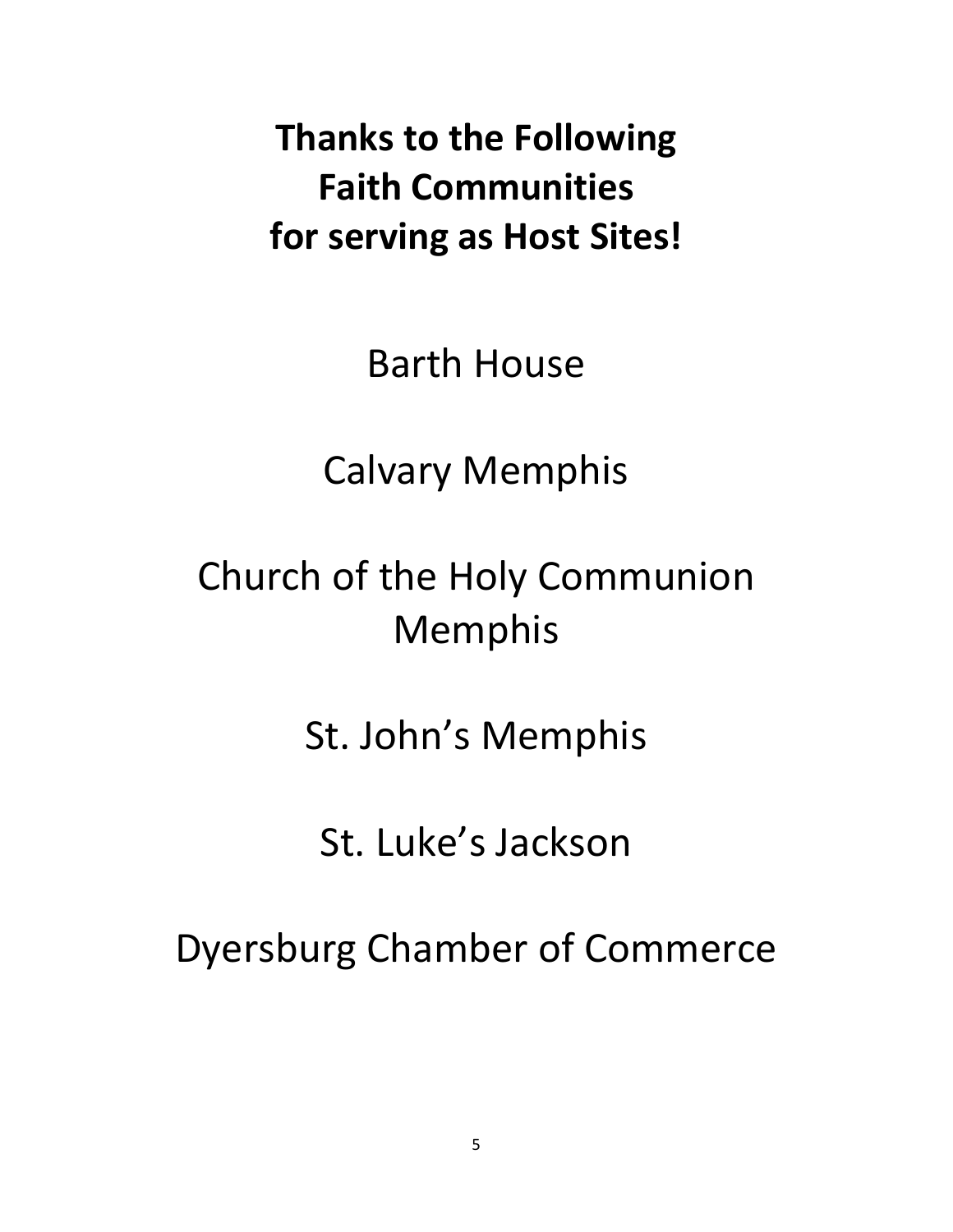# Thanks to the Following Faith Communities for serving as Host Sites!

Barth House

Calvary Memphis

Church of the Holy Communion Memphis

St. John’s Memphis

St. Luke’s Jackson

Dyersburg Chamber of Commerce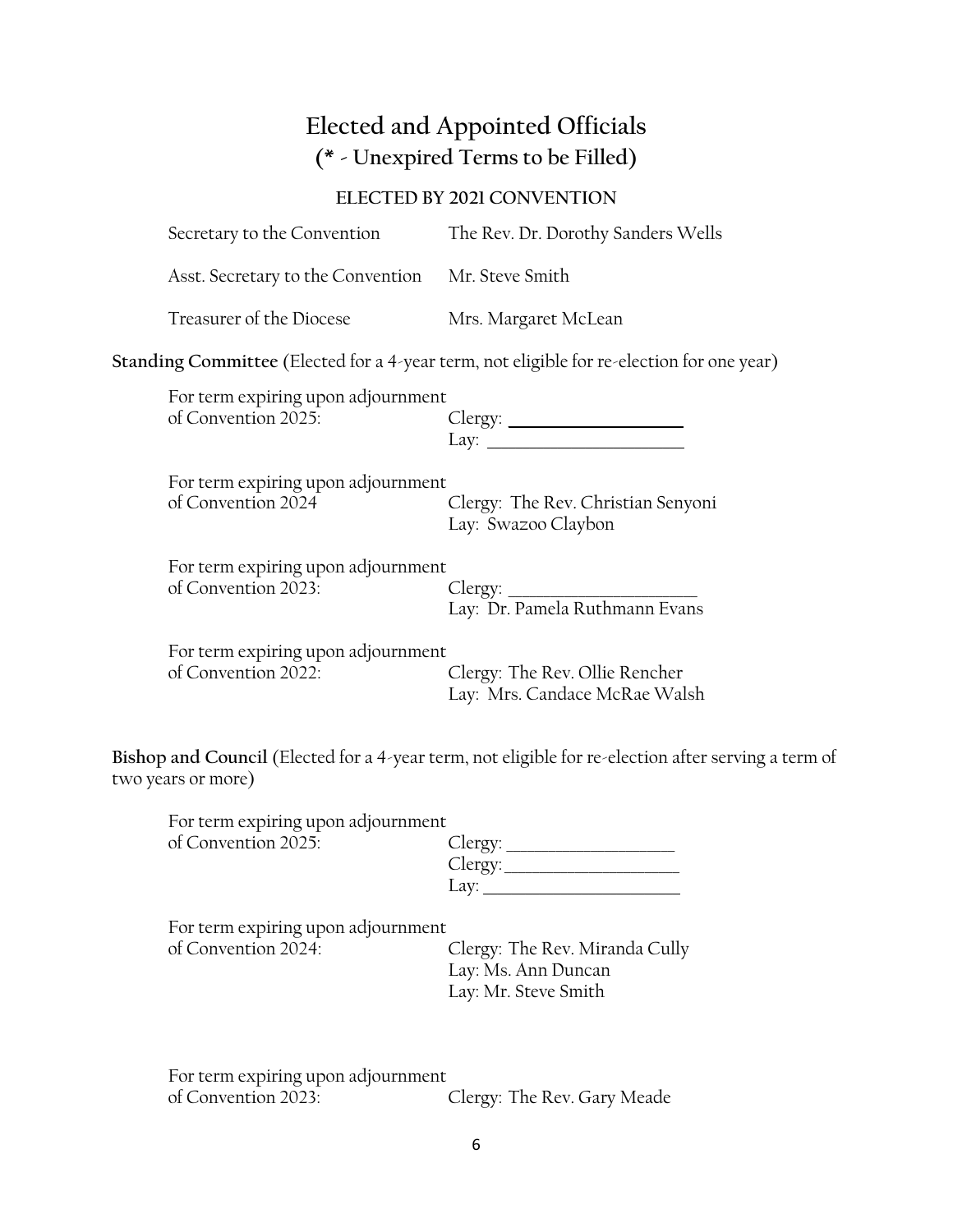# Elected and Appointed Officials
## (* - Unexpired Terms to be Filled)

### ELECTED BY 2021 CONVENTION

| | |
|---|---|
| Secretary to the Convention | The Rev. Dr. Dorothy Sanders Wells |
| Asst. Secretary to the Convention | Mr. Steve Smith |
| Treasurer of the Diocese | Mrs. Margaret McLean |

**Standing Committee** (Elected for a 4-year term, not eligible for re-election for one year)

| | |
|---|---|
| For term expiring upon adjournment of Convention 2025: | Clergy: ____________________<br>Lay: ______________________ |
| For term expiring upon adjournment of Convention 2024 | Clergy: The Rev. Christian Senyoni<br>Lay: Swazoo Claybon |
| For term expiring upon adjournment of Convention 2023: | Clergy: ______________________<br>Lay: Dr. Pamela Ruthmann Evans |
| For term expiring upon adjournment of Convention 2022: | Clergy: The Rev. Ollie Rencher<br>Lay: Mrs. Candace McRae Walsh |

**Bishop and Council** (Elected for a 4-year term, not eligible for re-election after serving a term of two years or more)

| | |
|---|---|
| For term expiring upon adjournment of Convention 2025: | Clergy: ____________________<br>Clergy: ____________________<br>Lay: ______________________ |
| For term expiring upon adjournment of Convention 2024: | Clergy: The Rev. Miranda Cully<br>Lay: Ms. Ann Duncan<br>Lay: Mr. Steve Smith |
| For term expiring upon adjournment of Convention 2023: | Clergy: The Rev. Gary Meade |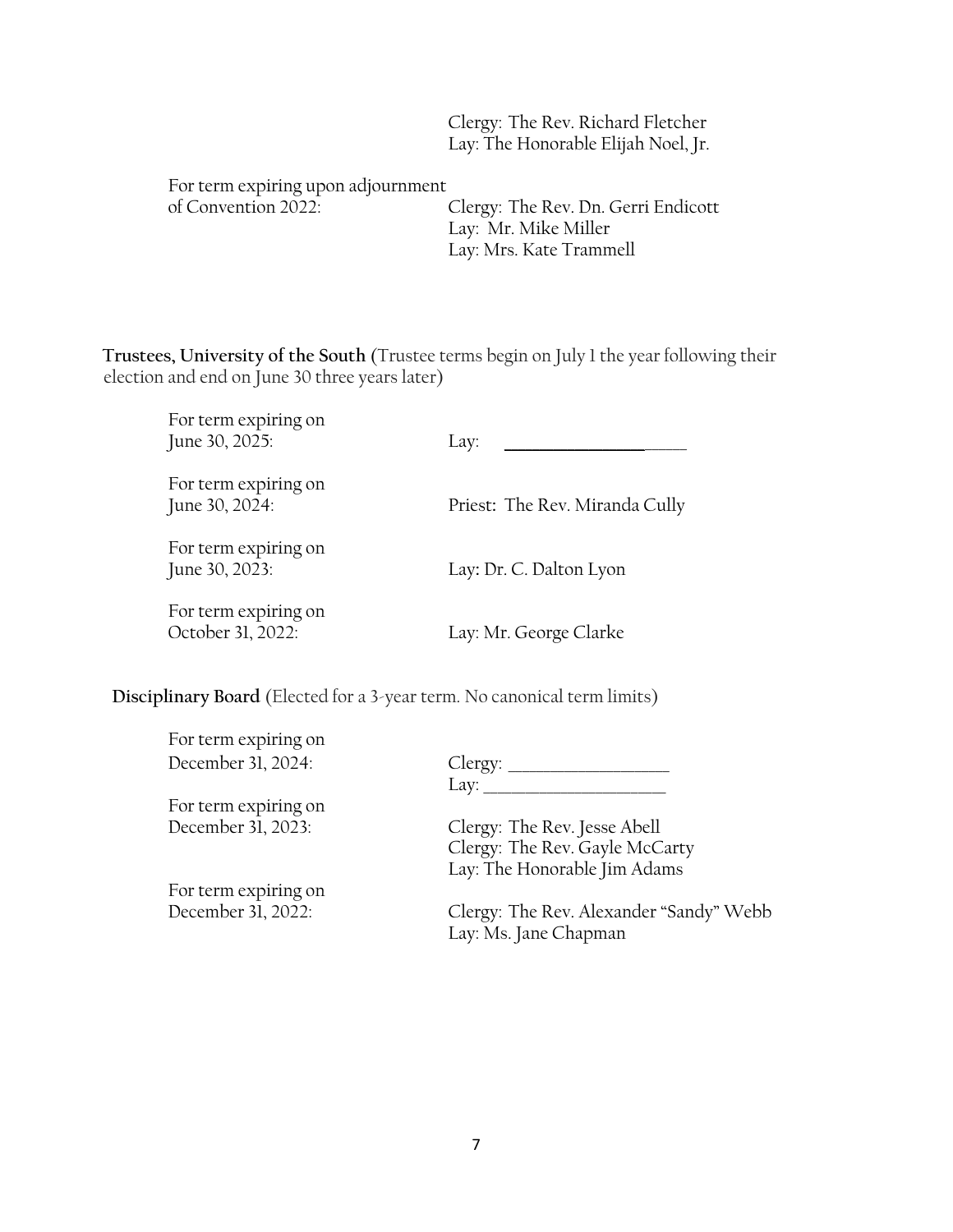Clergy: The Rev. Richard Fletcher
Lay: The Honorable Elijah Noel, Jr.

For term expiring upon adjournment of Convention 2022:
Clergy: The Rev. Dn. Gerri Endicott
Lay: Mr. Mike Miller
Lay: Mrs. Kate Trammell

**Trustees, University of the South** (Trustee terms begin on July 1 the year following their election and end on June 30 three years later)

| | |
|---|---|
| For term expiring on June 30, 2025: | Lay: ______________________ |
| For term expiring on June 30, 2024: | Priest: The Rev. Miranda Cully |
| For term expiring on June 30, 2023: | Lay: Dr. C. Dalton Lyon |
| For term expiring on October 31, 2022: | Lay: Mr. George Clarke |

**Disciplinary Board** (Elected for a 3-year term. No canonical term limits)

| | |
|---|---|
| For term expiring on December 31, 2024: | Clergy: ___________________<br>Lay: _____________________ |
| For term expiring on December 31, 2023: | Clergy: The Rev. Jesse Abell<br>Clergy: The Rev. Gayle McCarty<br>Lay: The Honorable Jim Adams |
| For term expiring on December 31, 2022: | Clergy: The Rev. Alexander "Sandy" Webb<br>Lay: Ms. Jane Chapman |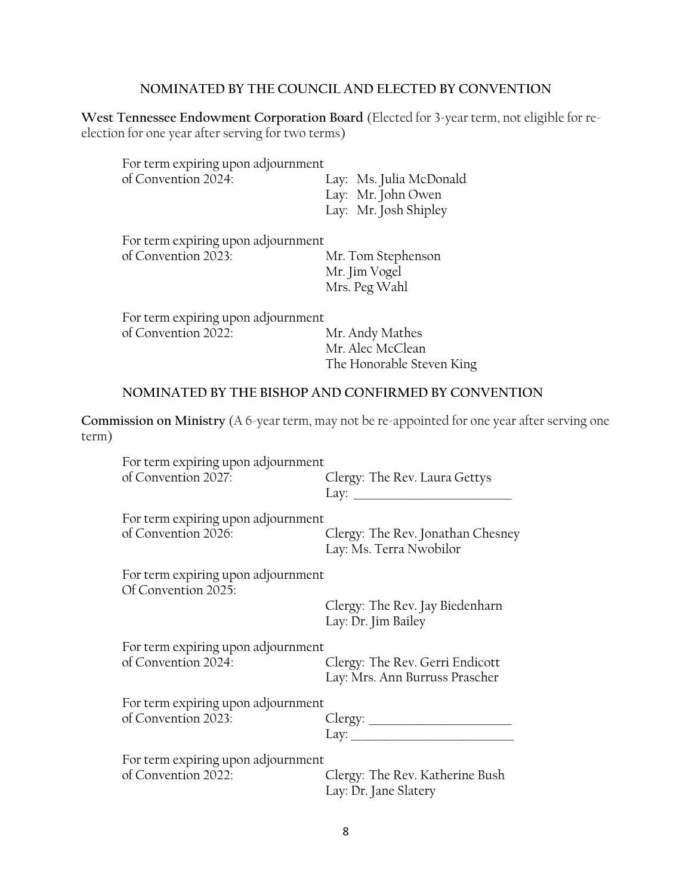## NOMINATED BY THE COUNCIL AND ELECTED BY CONVENTION

**West Tennessee Endowment Corporation Board** (Elected for 3-year term, not eligible for re-election for one year after serving for two terms)

For term expiring upon adjournment of Convention 2024:
- Lay: Ms. Julia McDonald
- Lay: Mr. John Owen
- Lay: Mr. Josh Shipley

For term expiring upon adjournment of Convention 2023:
- Mr. Tom Stephenson
- Mr. Jim Vogel
- Mrs. Peg Wahl

For term expiring upon adjournment of Convention 2022:
- Mr. Andy Mathes
- Mr. Alec McClean
- The Honorable Steven King

## NOMINATED BY THE BISHOP AND CONFIRMED BY CONVENTION

**Commission on Ministry** (A 6-year term, may not be re-appointed for one year after serving one term)

For term expiring upon adjournment of Convention 2027:
- Clergy: The Rev. Laura Gettys
- Lay: ___________________________

For term expiring upon adjournment of Convention 2026:
- Clergy: The Rev. Jonathan Chesney
- Lay: Ms. Terra Nwobilor

For term expiring upon adjournment Of Convention 2025:
- Clergy: The Rev. Jay Biedenharn
- Lay: Dr. Jim Bailey

For term expiring upon adjournment of Convention 2024:
- Clergy: The Rev. Gerri Endicott
- Lay: Mrs. Ann Burruss Prascher

For term expiring upon adjournment of Convention 2023:
- Clergy: ________________________
- Lay: ___________________________

For term expiring upon adjournment of Convention 2022:
- Clergy: The Rev. Katherine Bush
- Lay: Dr. Jane Slatery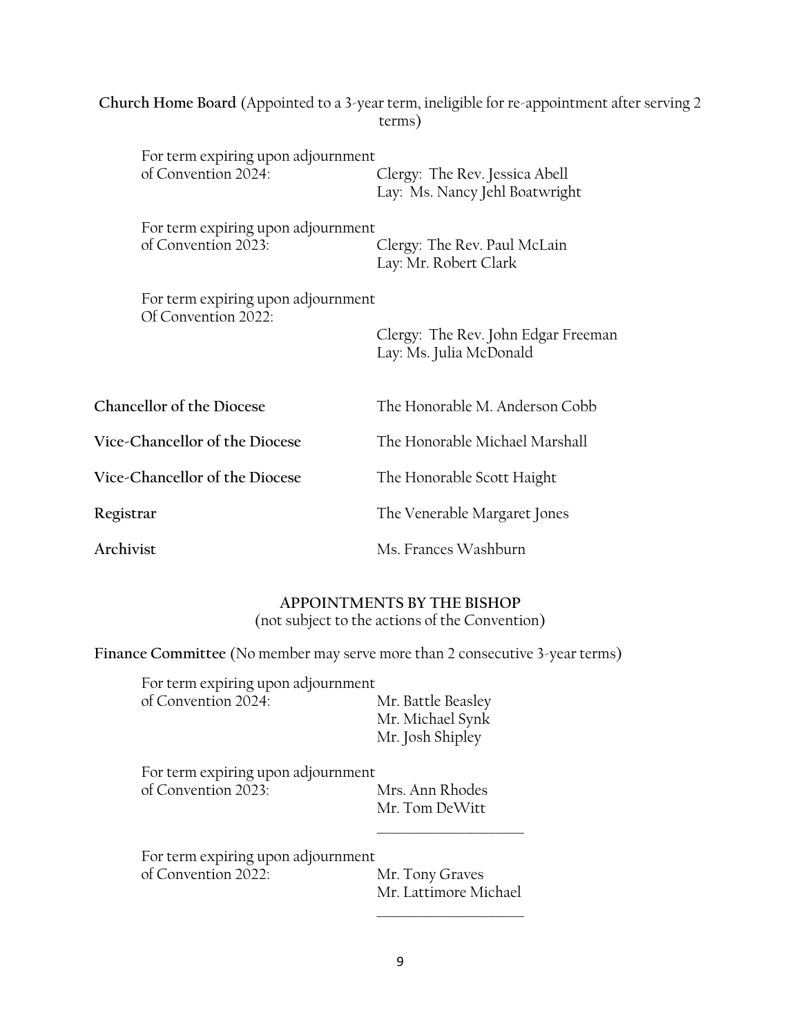**Church Home Board** (Appointed to a 3-year term, ineligible for re-appointment after serving 2 terms)

For term expiring upon adjournment of Convention 2024:
Clergy: The Rev. Jessica Abell
Lay: Ms. Nancy Jehl Boatwright

For term expiring upon adjournment of Convention 2023:
Clergy: The Rev. Paul McLain
Lay: Mr. Robert Clark

For term expiring upon adjournment Of Convention 2022:
Clergy: The Rev. John Edgar Freeman
Lay: Ms. Julia McDonald

| | |
|---|---|
| **Chancellor of the Diocese** | The Honorable M. Anderson Cobb |
| **Vice-Chancellor of the Diocese** | The Honorable Michael Marshall |
| **Vice-Chancellor of the Diocese** | The Honorable Scott Haight |
| **Registrar** | The Venerable Margaret Jones |
| **Archivist** | Ms. Frances Washburn |

## APPOINTMENTS BY THE BISHOP

(not subject to the actions of the Convention)

**Finance Committee** (No member may serve more than 2 consecutive 3-year terms)

For term expiring upon adjournment of Convention 2024:
Mr. Battle Beasley
Mr. Michael Synk
Mr. Josh Shipley

For term expiring upon adjournment of Convention 2023:
Mrs. Ann Rhodes
Mr. Tom DeWitt
\_\_\_\_\_\_\_\_\_\_\_\_\_\_\_\_\_\_\_\_

For term expiring upon adjournment of Convention 2022:
Mr. Tony Graves
Mr. Lattimore Michael
\_\_\_\_\_\_\_\_\_\_\_\_\_\_\_\_\_\_\_\_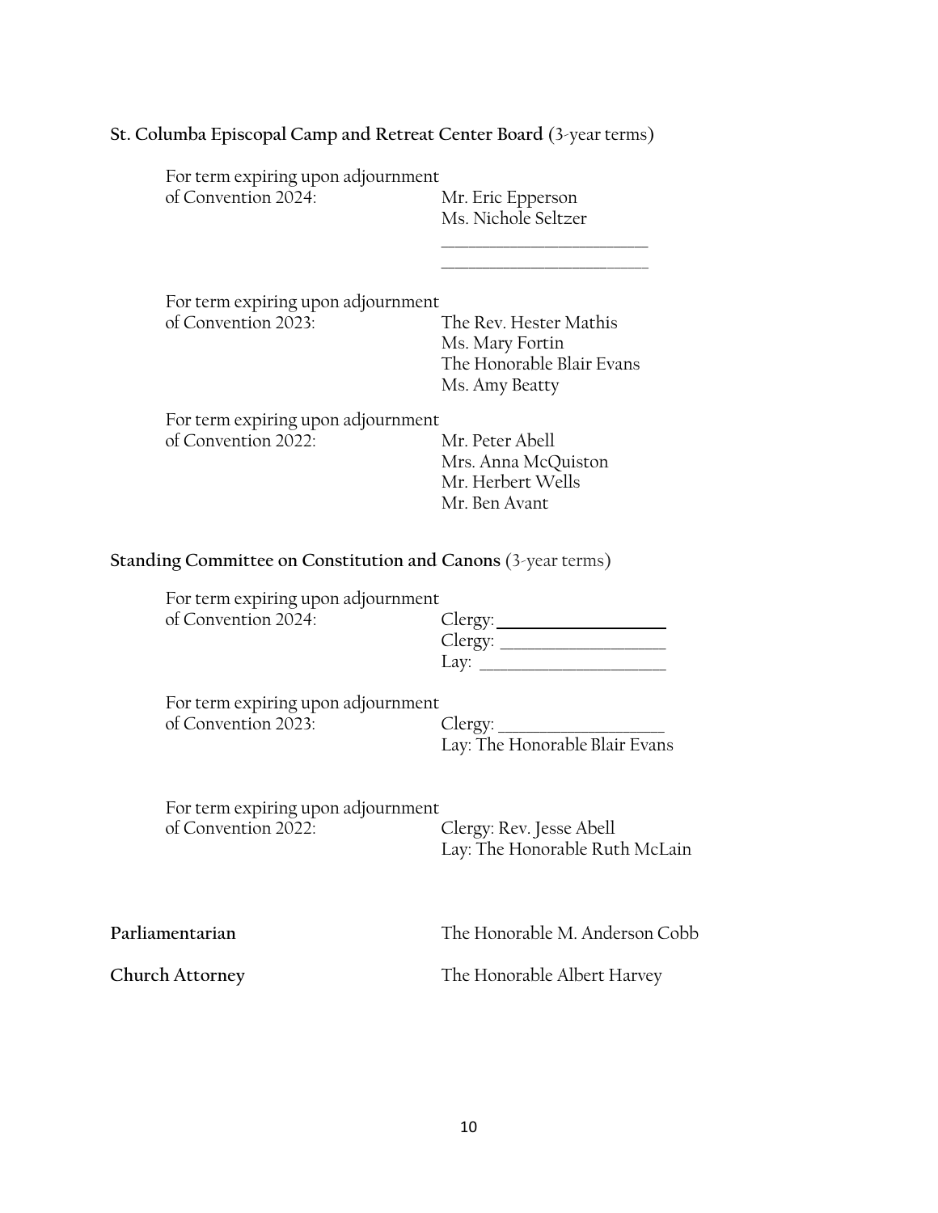**St. Columba Episcopal Camp and Retreat Center Board** (3-year terms)

For term expiring upon adjournment of Convention 2024:
- Mr. Eric Epperson
- Ms. Nichole Seltzer
- ________________________
- ________________________

For term expiring upon adjournment of Convention 2023:
- The Rev. Hester Mathis
- Ms. Mary Fortin
- The Honorable Blair Evans
- Ms. Amy Beatty

For term expiring upon adjournment of Convention 2022:
- Mr. Peter Abell
- Mrs. Anna McQuiston
- Mr. Herbert Wells
- Mr. Ben Avant

**Standing Committee on Constitution and Canons** (3-year terms)

For term expiring upon adjournment of Convention 2024:
- Clergy: ___________________
- Clergy: ___________________
- Lay: ______________________

For term expiring upon adjournment of Convention 2023:
- Clergy: ___________________
- Lay: The Honorable Blair Evans

For term expiring upon adjournment of Convention 2022:
- Clergy: Rev. Jesse Abell
- Lay: The Honorable Ruth McLain

**Parliamentarian** The Honorable M. Anderson Cobb

**Church Attorney** The Honorable Albert Harvey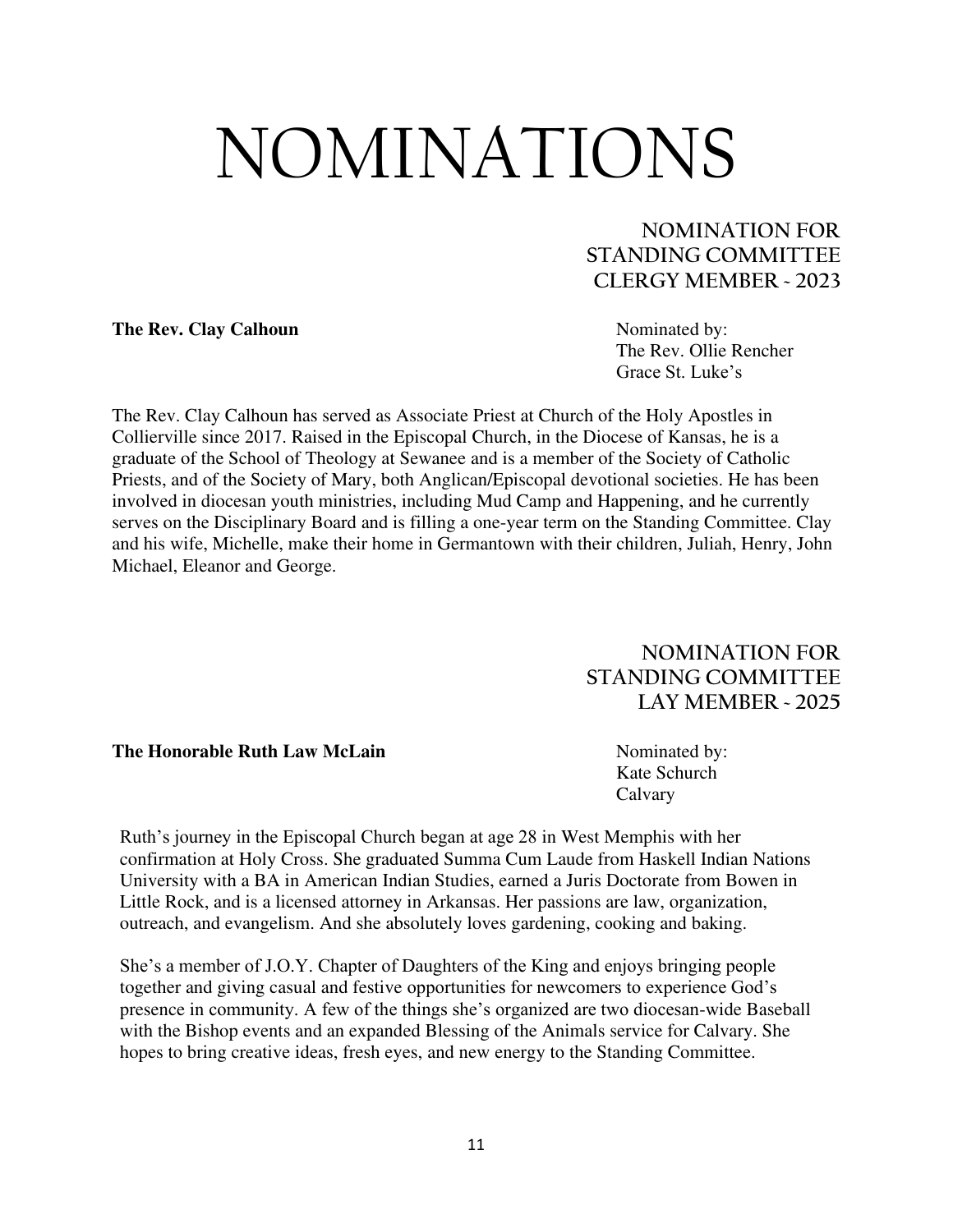# NOMINATIONS

## NOMINATION FOR STANDING COMMITTEE CLERGY MEMBER ~ 2023

**The Rev. Clay Calhoun**

Nominated by:
The Rev. Ollie Rencher
Grace St. Luke's

The Rev. Clay Calhoun has served as Associate Priest at Church of the Holy Apostles in Collierville since 2017. Raised in the Episcopal Church, in the Diocese of Kansas, he is a graduate of the School of Theology at Sewanee and is a member of the Society of Catholic Priests, and of the Society of Mary, both Anglican/Episcopal devotional societies. He has been involved in diocesan youth ministries, including Mud Camp and Happening, and he currently serves on the Disciplinary Board and is filling a one-year term on the Standing Committee. Clay and his wife, Michelle, make their home in Germantown with their children, Juliah, Henry, John Michael, Eleanor and George.

## NOMINATION FOR STANDING COMMITTEE LAY MEMBER ~ 2025

**The Honorable Ruth Law McLain**

Nominated by:
Kate Schurch
Calvary

Ruth's journey in the Episcopal Church began at age 28 in West Memphis with her confirmation at Holy Cross. She graduated Summa Cum Laude from Haskell Indian Nations University with a BA in American Indian Studies, earned a Juris Doctorate from Bowen in Little Rock, and is a licensed attorney in Arkansas. Her passions are law, organization, outreach, and evangelism. And she absolutely loves gardening, cooking and baking.

She's a member of J.O.Y. Chapter of Daughters of the King and enjoys bringing people together and giving casual and festive opportunities for newcomers to experience God's presence in community. A few of the things she's organized are two diocesan-wide Baseball with the Bishop events and an expanded Blessing of the Animals service for Calvary. She hopes to bring creative ideas, fresh eyes, and new energy to the Standing Committee.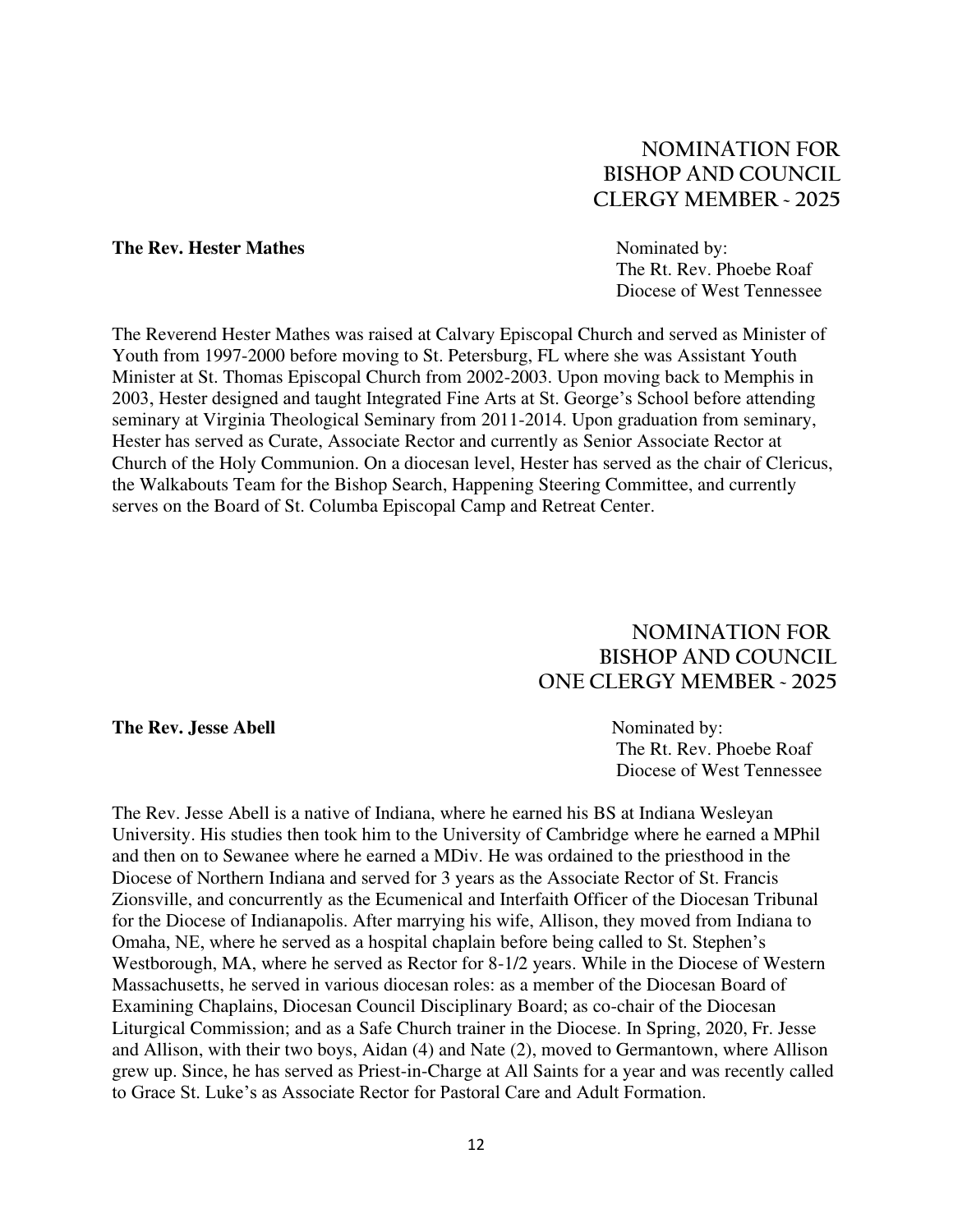## NOMINATION FOR BISHOP AND COUNCIL CLERGY MEMBER ~ 2025

**The Rev. Hester Mathes**

Nominated by:
The Rt. Rev. Phoebe Roaf
Diocese of West Tennessee

The Reverend Hester Mathes was raised at Calvary Episcopal Church and served as Minister of Youth from 1997-2000 before moving to St. Petersburg, FL where she was Assistant Youth Minister at St. Thomas Episcopal Church from 2002-2003. Upon moving back to Memphis in 2003, Hester designed and taught Integrated Fine Arts at St. George's School before attending seminary at Virginia Theological Seminary from 2011-2014. Upon graduation from seminary, Hester has served as Curate, Associate Rector and currently as Senior Associate Rector at Church of the Holy Communion. On a diocesan level, Hester has served as the chair of Clericus, the Walkabouts Team for the Bishop Search, Happening Steering Committee, and currently serves on the Board of St. Columba Episcopal Camp and Retreat Center.

## NOMINATION FOR BISHOP AND COUNCIL ONE CLERGY MEMBER ~ 2025

**The Rev. Jesse Abell**

Nominated by:
The Rt. Rev. Phoebe Roaf
Diocese of West Tennessee

The Rev. Jesse Abell is a native of Indiana, where he earned his BS at Indiana Wesleyan University. His studies then took him to the University of Cambridge where he earned a MPhil and then on to Sewanee where he earned a MDiv. He was ordained to the priesthood in the Diocese of Northern Indiana and served for 3 years as the Associate Rector of St. Francis Zionsville, and concurrently as the Ecumenical and Interfaith Officer of the Diocesan Tribunal for the Diocese of Indianapolis. After marrying his wife, Allison, they moved from Indiana to Omaha, NE, where he served as a hospital chaplain before being called to St. Stephen's Westborough, MA, where he served as Rector for 8-1/2 years. While in the Diocese of Western Massachusetts, he served in various diocesan roles: as a member of the Diocesan Board of Examining Chaplains, Diocesan Council Disciplinary Board; as co-chair of the Diocesan Liturgical Commission; and as a Safe Church trainer in the Diocese. In Spring, 2020, Fr. Jesse and Allison, with their two boys, Aidan (4) and Nate (2), moved to Germantown, where Allison grew up. Since, he has served as Priest-in-Charge at All Saints for a year and was recently called to Grace St. Luke's as Associate Rector for Pastoral Care and Adult Formation.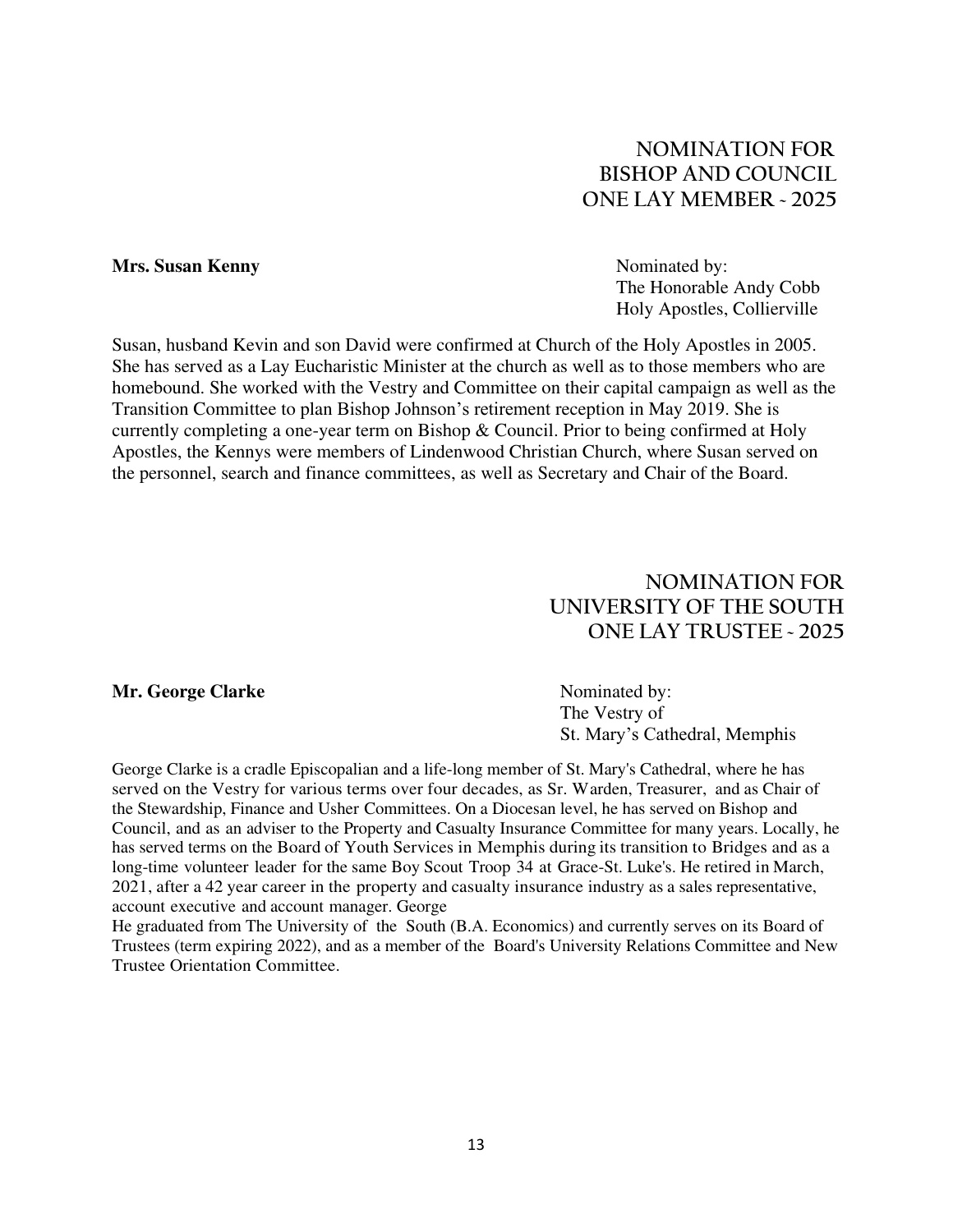## NOMINATION FOR BISHOP AND COUNCIL ONE LAY MEMBER ~ 2025

**Mrs. Susan Kenny**

Nominated by:
The Honorable Andy Cobb
Holy Apostles, Collierville

Susan, husband Kevin and son David were confirmed at Church of the Holy Apostles in 2005. She has served as a Lay Eucharistic Minister at the church as well as to those members who are homebound. She worked with the Vestry and Committee on their capital campaign as well as the Transition Committee to plan Bishop Johnson's retirement reception in May 2019. She is currently completing a one-year term on Bishop & Council. Prior to being confirmed at Holy Apostles, the Kennys were members of Lindenwood Christian Church, where Susan served on the personnel, search and finance committees, as well as Secretary and Chair of the Board.

## NOMINATION FOR UNIVERSITY OF THE SOUTH ONE LAY TRUSTEE ~ 2025

**Mr. George Clarke**

Nominated by:
The Vestry of
St. Mary's Cathedral, Memphis

George Clarke is a cradle Episcopalian and a life-long member of St. Mary's Cathedral, where he has served on the Vestry for various terms over four decades, as Sr. Warden, Treasurer, and as Chair of the Stewardship, Finance and Usher Committees. On a Diocesan level, he has served on Bishop and Council, and as an adviser to the Property and Casualty Insurance Committee for many years. Locally, he has served terms on the Board of Youth Services in Memphis during its transition to Bridges and as a long-time volunteer leader for the same Boy Scout Troop 34 at Grace-St. Luke's. He retired in March, 2021, after a 42 year career in the property and casualty insurance industry as a sales representative, account executive and account manager. George
He graduated from The University of the South (B.A. Economics) and currently serves on its Board of Trustees (term expiring 2022), and as a member of the Board's University Relations Committee and New Trustee Orientation Committee.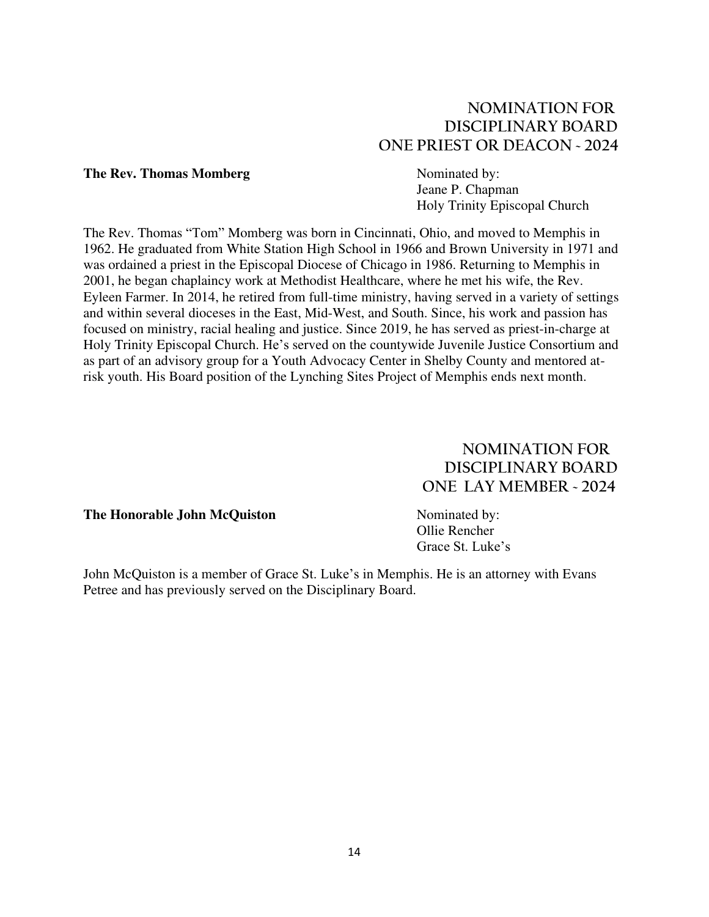## NOMINATION FOR DISCIPLINARY BOARD ONE PRIEST OR DEACON - 2024

**The Rev. Thomas Momberg**

Nominated by:
Jeane P. Chapman
Holy Trinity Episcopal Church

The Rev. Thomas "Tom" Momberg was born in Cincinnati, Ohio, and moved to Memphis in 1962. He graduated from White Station High School in 1966 and Brown University in 1971 and was ordained a priest in the Episcopal Diocese of Chicago in 1986. Returning to Memphis in 2001, he began chaplaincy work at Methodist Healthcare, where he met his wife, the Rev. Eyleen Farmer. In 2014, he retired from full-time ministry, having served in a variety of settings and within several dioceses in the East, Mid-West, and South. Since, his work and passion has focused on ministry, racial healing and justice. Since 2019, he has served as priest-in-charge at Holy Trinity Episcopal Church. He's served on the countywide Juvenile Justice Consortium and as part of an advisory group for a Youth Advocacy Center in Shelby County and mentored at-risk youth. His Board position of the Lynching Sites Project of Memphis ends next month.

## NOMINATION FOR DISCIPLINARY BOARD ONE LAY MEMBER - 2024

**The Honorable John McQuiston**

Nominated by:
Ollie Rencher
Grace St. Luke's

John McQuiston is a member of Grace St. Luke's in Memphis. He is an attorney with Evans Petree and has previously served on the Disciplinary Board.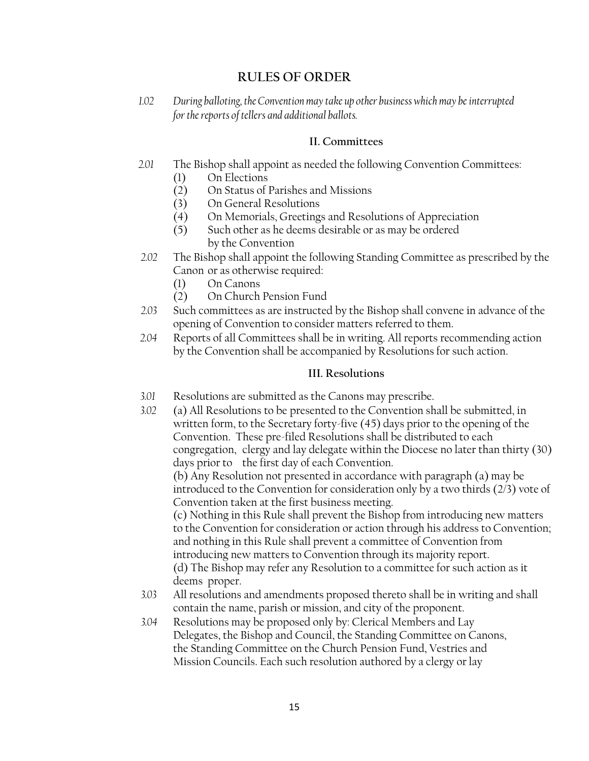# RULES OF ORDER

*1.02 During balloting, the Convention may take up other business which may be interrupted for the reports of tellers and additional ballots.*

### II. Committees

2.01 The Bishop shall appoint as needed the following Convention Committees:

- (1) On Elections
- (2) On Status of Parishes and Missions
- (3) On General Resolutions
- (4) On Memorials, Greetings and Resolutions of Appreciation
- (5) Such other as he deems desirable or as may be ordered by the Convention

2.02 The Bishop shall appoint the following Standing Committee as prescribed by the Canon or as otherwise required:

- (1) On Canons
- (2) On Church Pension Fund

2.03 Such committees as are instructed by the Bishop shall convene in advance of the opening of Convention to consider matters referred to them.

2.04 Reports of all Committees shall be in writing. All reports recommending action by the Convention shall be accompanied by Resolutions for such action.

### III. Resolutions

3.01 Resolutions are submitted as the Canons may prescribe.

3.02 (a) All Resolutions to be presented to the Convention shall be submitted, in written form, to the Secretary forty-five (45) days prior to the opening of the Convention. These pre-filed Resolutions shall be distributed to each congregation, clergy and lay delegate within the Diocese no later than thirty (30) days prior to the first day of each Convention.

(b) Any Resolution not presented in accordance with paragraph (a) may be introduced to the Convention for consideration only by a two thirds (2/3) vote of Convention taken at the first business meeting.

(c) Nothing in this Rule shall prevent the Bishop from introducing new matters to the Convention for consideration or action through his address to Convention; and nothing in this Rule shall prevent a committee of Convention from introducing new matters to Convention through its majority report.

(d) The Bishop may refer any Resolution to a committee for such action as it deems proper.

3.03 All resolutions and amendments proposed thereto shall be in writing and shall contain the name, parish or mission, and city of the proponent.

3.04 Resolutions may be proposed only by: Clerical Members and Lay Delegates, the Bishop and Council, the Standing Committee on Canons, the Standing Committee on the Church Pension Fund, Vestries and Mission Councils. Each such resolution authored by a clergy or lay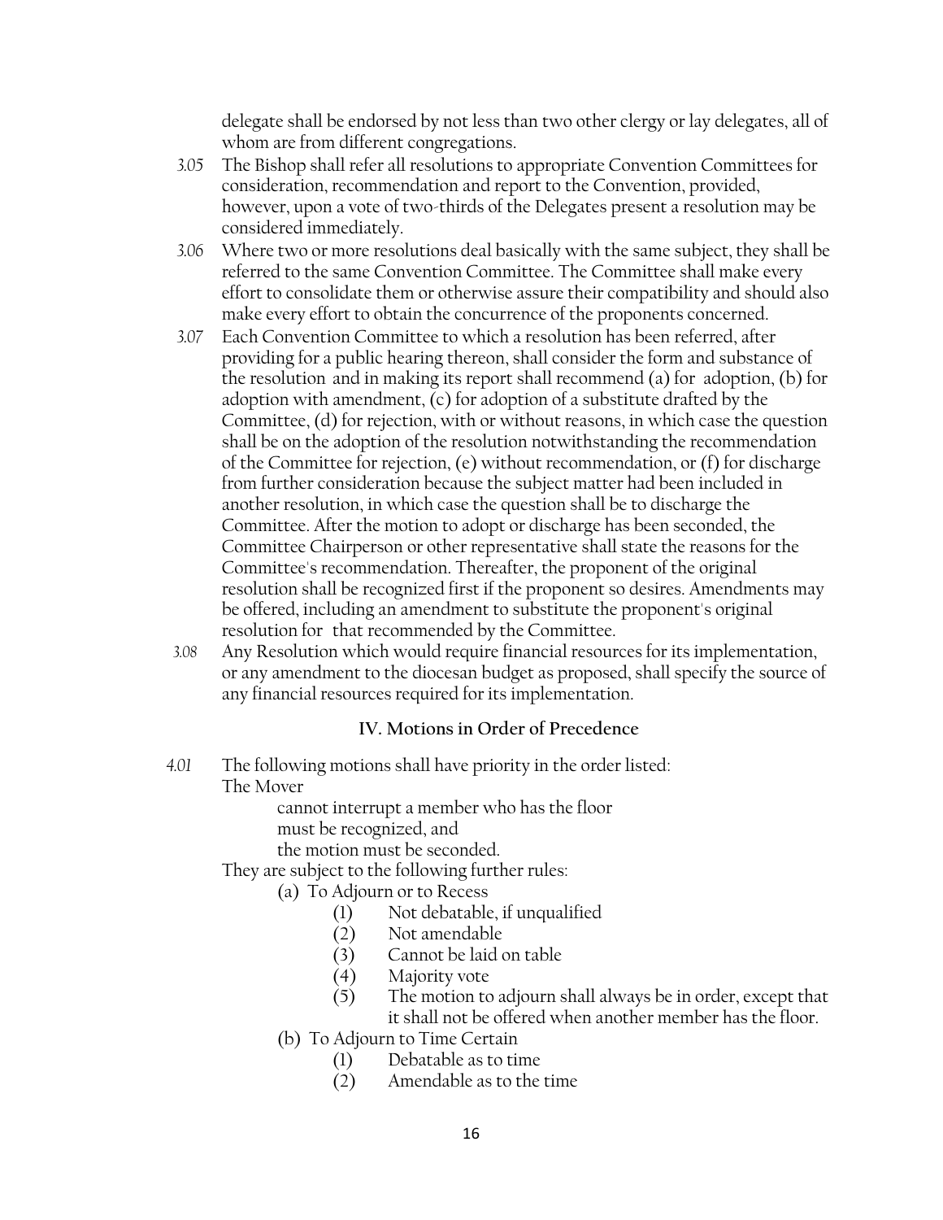delegate shall be endorsed by not less than two other clergy or lay delegates, all of whom are from different congregations.

3.05 The Bishop shall refer all resolutions to appropriate Convention Committees for consideration, recommendation and report to the Convention, provided, however, upon a vote of two-thirds of the Delegates present a resolution may be considered immediately.

3.06 Where two or more resolutions deal basically with the same subject, they shall be referred to the same Convention Committee. The Committee shall make every effort to consolidate them or otherwise assure their compatibility and should also make every effort to obtain the concurrence of the proponents concerned.

3.07 Each Convention Committee to which a resolution has been referred, after providing for a public hearing thereon, shall consider the form and substance of the resolution and in making its report shall recommend (a) for adoption, (b) for adoption with amendment, (c) for adoption of a substitute drafted by the Committee, (d) for rejection, with or without reasons, in which case the question shall be on the adoption of the resolution notwithstanding the recommendation of the Committee for rejection, (e) without recommendation, or (f) for discharge from further consideration because the subject matter had been included in another resolution, in which case the question shall be to discharge the Committee. After the motion to adopt or discharge has been seconded, the Committee Chairperson or other representative shall state the reasons for the Committee's recommendation. Thereafter, the proponent of the original resolution shall be recognized first if the proponent so desires. Amendments may be offered, including an amendment to substitute the proponent's original resolution for that recommended by the Committee.

3.08 Any Resolution which would require financial resources for its implementation, or any amendment to the diocesan budget as proposed, shall specify the source of any financial resources required for its implementation.

## IV. Motions in Order of Precedence

4.01 The following motions shall have priority in the order listed:

The Mover

- cannot interrupt a member who has the floor
- must be recognized, and
- the motion must be seconded.

They are subject to the following further rules:

(a) To Adjourn or to Recess
  - (1) Not debatable, if unqualified
  - (2) Not amendable
  - (3) Cannot be laid on table
  - (4) Majority vote
  - (5) The motion to adjourn shall always be in order, except that it shall not be offered when another member has the floor.

(b) To Adjourn to Time Certain
  - (1) Debatable as to time
  - (2) Amendable as to the time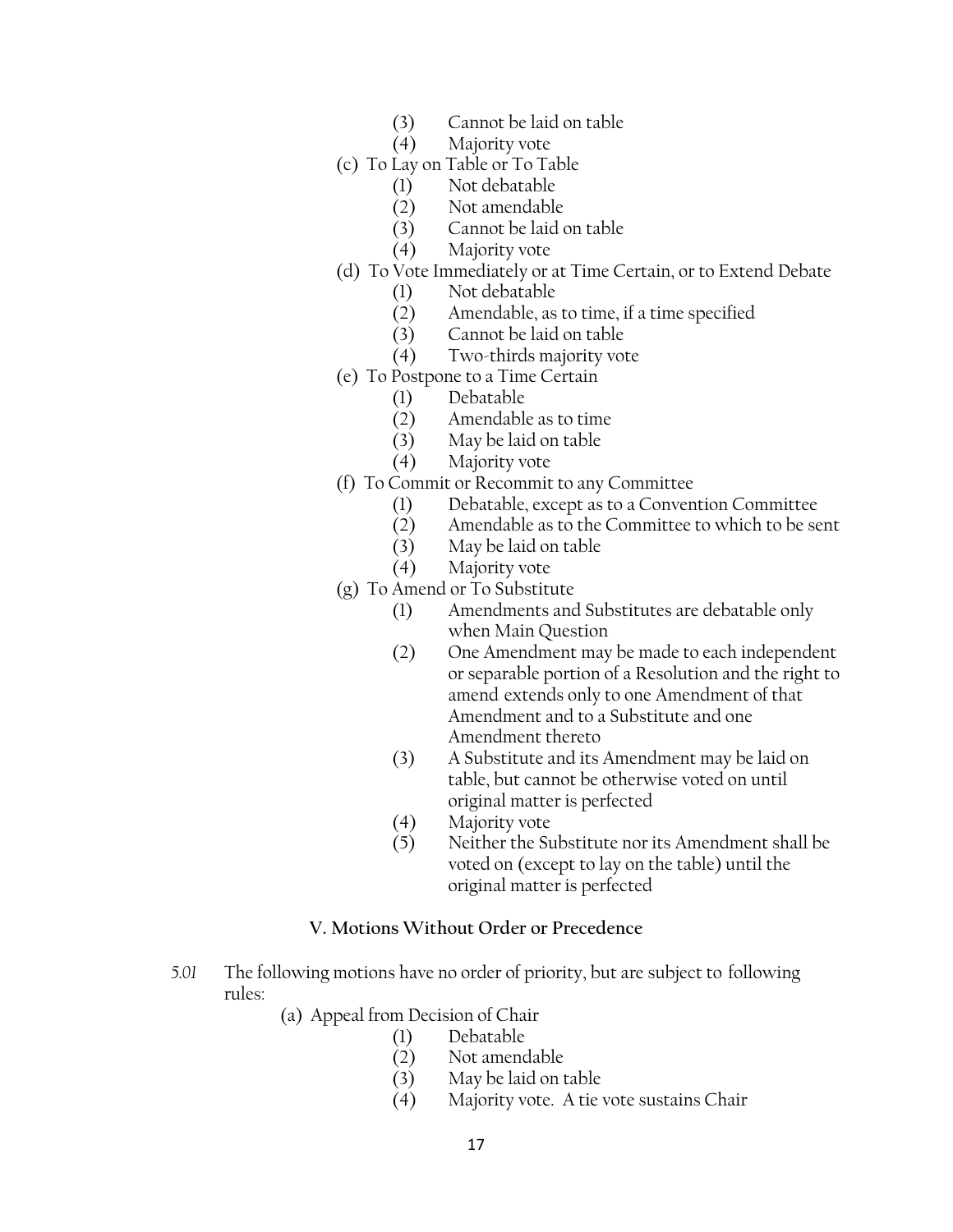- (3) Cannot be laid on table
- (4) Majority vote

(c) To Lay on Table or To Table

- (1) Not debatable
- (2) Not amendable
- (3) Cannot be laid on table
- (4) Majority vote

(d) To Vote Immediately or at Time Certain, or to Extend Debate

- (1) Not debatable
- (2) Amendable, as to time, if a time specified
- (3) Cannot be laid on table
- (4) Two-thirds majority vote

(e) To Postpone to a Time Certain

- (1) Debatable
- (2) Amendable as to time
- (3) May be laid on table
- (4) Majority vote

(f) To Commit or Recommit to any Committee

- (1) Debatable, except as to a Convention Committee
- (2) Amendable as to the Committee to which to be sent
- (3) May be laid on table
- (4) Majority vote

(g) To Amend or To Substitute

- (1) Amendments and Substitutes are debatable only when Main Question
- (2) One Amendment may be made to each independent or separable portion of a Resolution and the right to amend extends only to one Amendment of that Amendment and to a Substitute and one Amendment thereto
- (3) A Substitute and its Amendment may be laid on table, but cannot be otherwise voted on until original matter is perfected
- (4) Majority vote
- (5) Neither the Substitute nor its Amendment shall be voted on (except to lay on the table) until the original matter is perfected

### V. Motions Without Order or Precedence

*5.01* The following motions have no order of priority, but are subject to following rules:

(a) Appeal from Decision of Chair

- (1) Debatable
- (2) Not amendable
- (3) May be laid on table
- (4) Majority vote. A tie vote sustains Chair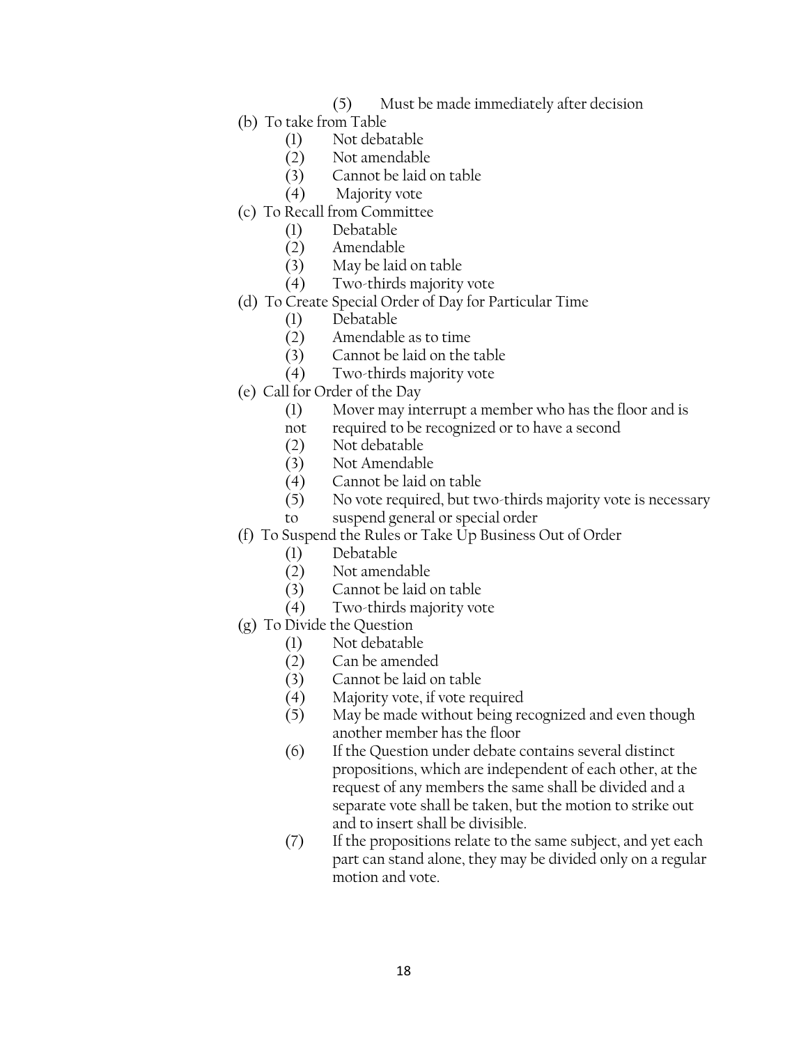(5) Must be made immediately after decision

(b) To take from Table
- (1) Not debatable
- (2) Not amendable
- (3) Cannot be laid on table
- (4) Majority vote

(c) To Recall from Committee
- (1) Debatable
- (2) Amendable
- (3) May be laid on table
- (4) Two-thirds majority vote

(d) To Create Special Order of Day for Particular Time
- (1) Debatable
- (2) Amendable as to time
- (3) Cannot be laid on the table
- (4) Two-thirds majority vote

(e) Call for Order of the Day
- (1) Mover may interrupt a member who has the floor and is not required to be recognized or to have a second
- (2) Not debatable
- (3) Not Amendable
- (4) Cannot be laid on table
- (5) No vote required, but two-thirds majority vote is necessary to suspend general or special order

(f) To Suspend the Rules or Take Up Business Out of Order
- (1) Debatable
- (2) Not amendable
- (3) Cannot be laid on table
- (4) Two-thirds majority vote

(g) To Divide the Question
- (1) Not debatable
- (2) Can be amended
- (3) Cannot be laid on table
- (4) Majority vote, if vote required
- (5) May be made without being recognized and even though another member has the floor
- (6) If the Question under debate contains several distinct propositions, which are independent of each other, at the request of any members the same shall be divided and a separate vote shall be taken, but the motion to strike out and to insert shall be divisible.
- (7) If the propositions relate to the same subject, and yet each part can stand alone, they may be divided only on a regular motion and vote.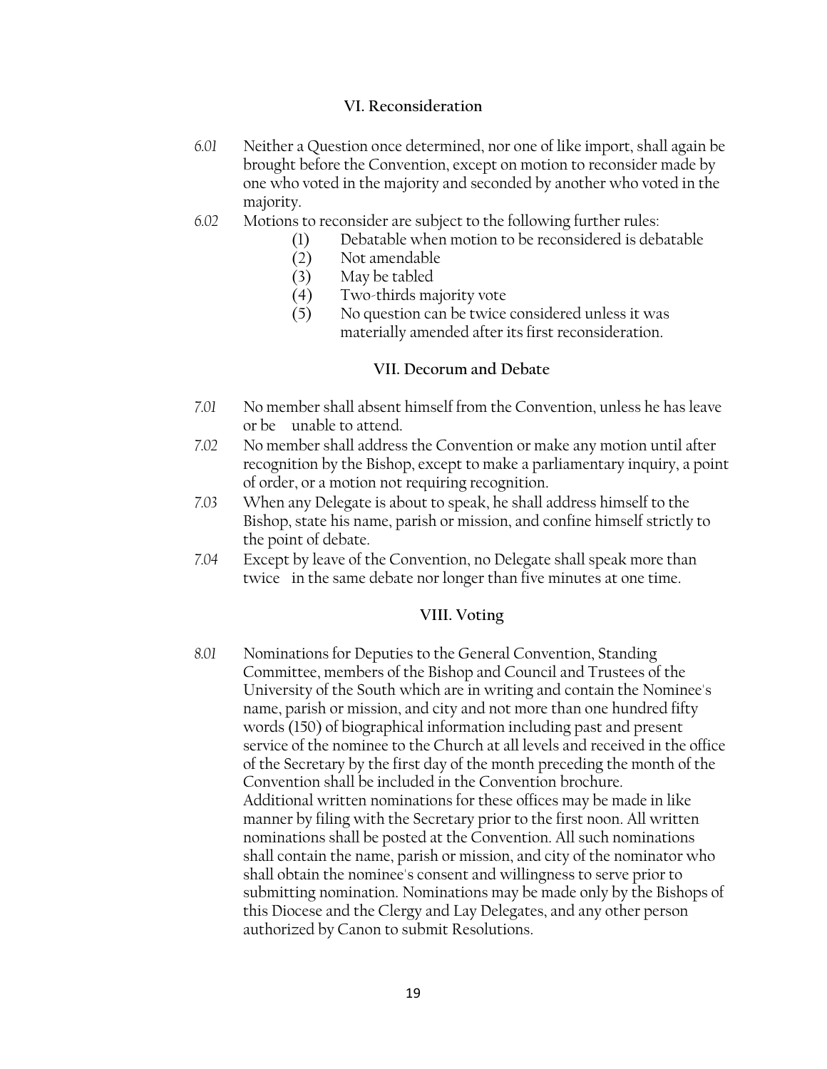### VI. Reconsideration

*6.01* Neither a Question once determined, nor one of like import, shall again be brought before the Convention, except on motion to reconsider made by one who voted in the majority and seconded by another who voted in the majority.

*6.02* Motions to reconsider are subject to the following further rules:

(1) Debatable when motion to be reconsidered is debatable
(2) Not amendable
(3) May be tabled
(4) Two-thirds majority vote
(5) No question can be twice considered unless it was materially amended after its first reconsideration.

### VII. Decorum and Debate

*7.01* No member shall absent himself from the Convention, unless he has leave or be unable to attend.

*7.02* No member shall address the Convention or make any motion until after recognition by the Bishop, except to make a parliamentary inquiry, a point of order, or a motion not requiring recognition.

*7.03* When any Delegate is about to speak, he shall address himself to the Bishop, state his name, parish or mission, and confine himself strictly to the point of debate.

*7.04* Except by leave of the Convention, no Delegate shall speak more than twice in the same debate nor longer than five minutes at one time.

### VIII. Voting

*8.01* Nominations for Deputies to the General Convention, Standing Committee, members of the Bishop and Council and Trustees of the University of the South which are in writing and contain the Nominee's name, parish or mission, and city and not more than one hundred fifty words (150) of biographical information including past and present service of the nominee to the Church at all levels and received in the office of the Secretary by the first day of the month preceding the month of the Convention shall be included in the Convention brochure. Additional written nominations for these offices may be made in like manner by filing with the Secretary prior to the first noon. All written nominations shall be posted at the Convention. All such nominations shall contain the name, parish or mission, and city of the nominator who shall obtain the nominee's consent and willingness to serve prior to submitting nomination. Nominations may be made only by the Bishops of this Diocese and the Clergy and Lay Delegates, and any other person authorized by Canon to submit Resolutions.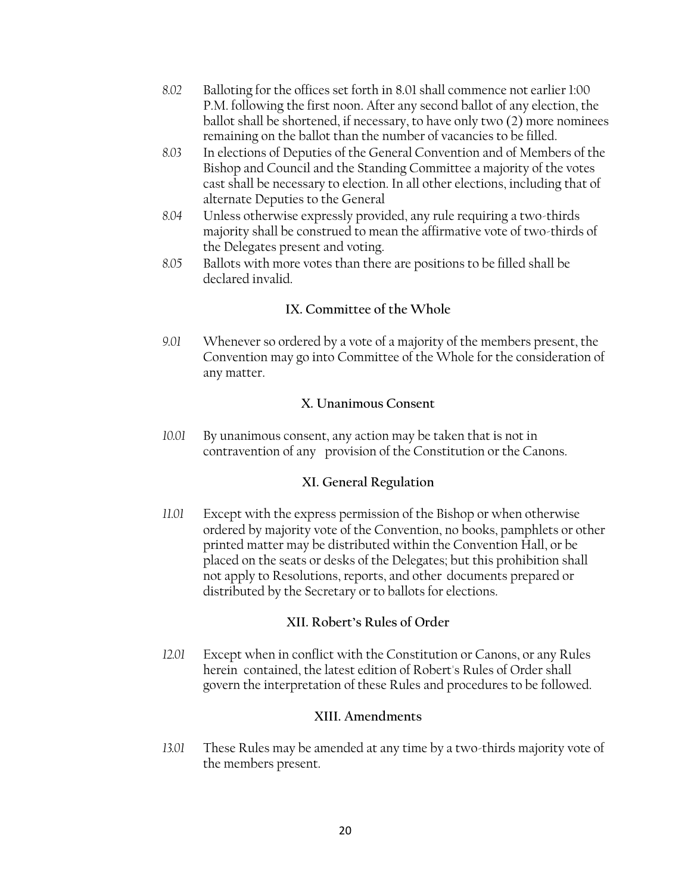*8.02* Balloting for the offices set forth in 8.01 shall commence not earlier 1:00 P.M. following the first noon. After any second ballot of any election, the ballot shall be shortened, if necessary, to have only two (2) more nominees remaining on the ballot than the number of vacancies to be filled.

*8.03* In elections of Deputies of the General Convention and of Members of the Bishop and Council and the Standing Committee a majority of the votes cast shall be necessary to election. In all other elections, including that of alternate Deputies to the General

*8.04* Unless otherwise expressly provided, any rule requiring a two-thirds majority shall be construed to mean the affirmative vote of two-thirds of the Delegates present and voting.

*8.05* Ballots with more votes than there are positions to be filled shall be declared invalid.

## IX. Committee of the Whole

*9.01* Whenever so ordered by a vote of a majority of the members present, the Convention may go into Committee of the Whole for the consideration of any matter.

## X. Unanimous Consent

*10.01* By unanimous consent, any action may be taken that is not in contravention of any provision of the Constitution or the Canons.

## XI. General Regulation

*11.01* Except with the express permission of the Bishop or when otherwise ordered by majority vote of the Convention, no books, pamphlets or other printed matter may be distributed within the Convention Hall, or be placed on the seats or desks of the Delegates; but this prohibition shall not apply to Resolutions, reports, and other documents prepared or distributed by the Secretary or to ballots for elections.

## XII. Robert's Rules of Order

*12.01* Except when in conflict with the Constitution or Canons, or any Rules herein contained, the latest edition of Robert's Rules of Order shall govern the interpretation of these Rules and procedures to be followed.

## XIII. Amendments

*13.01* These Rules may be amended at any time by a two-thirds majority vote of the members present.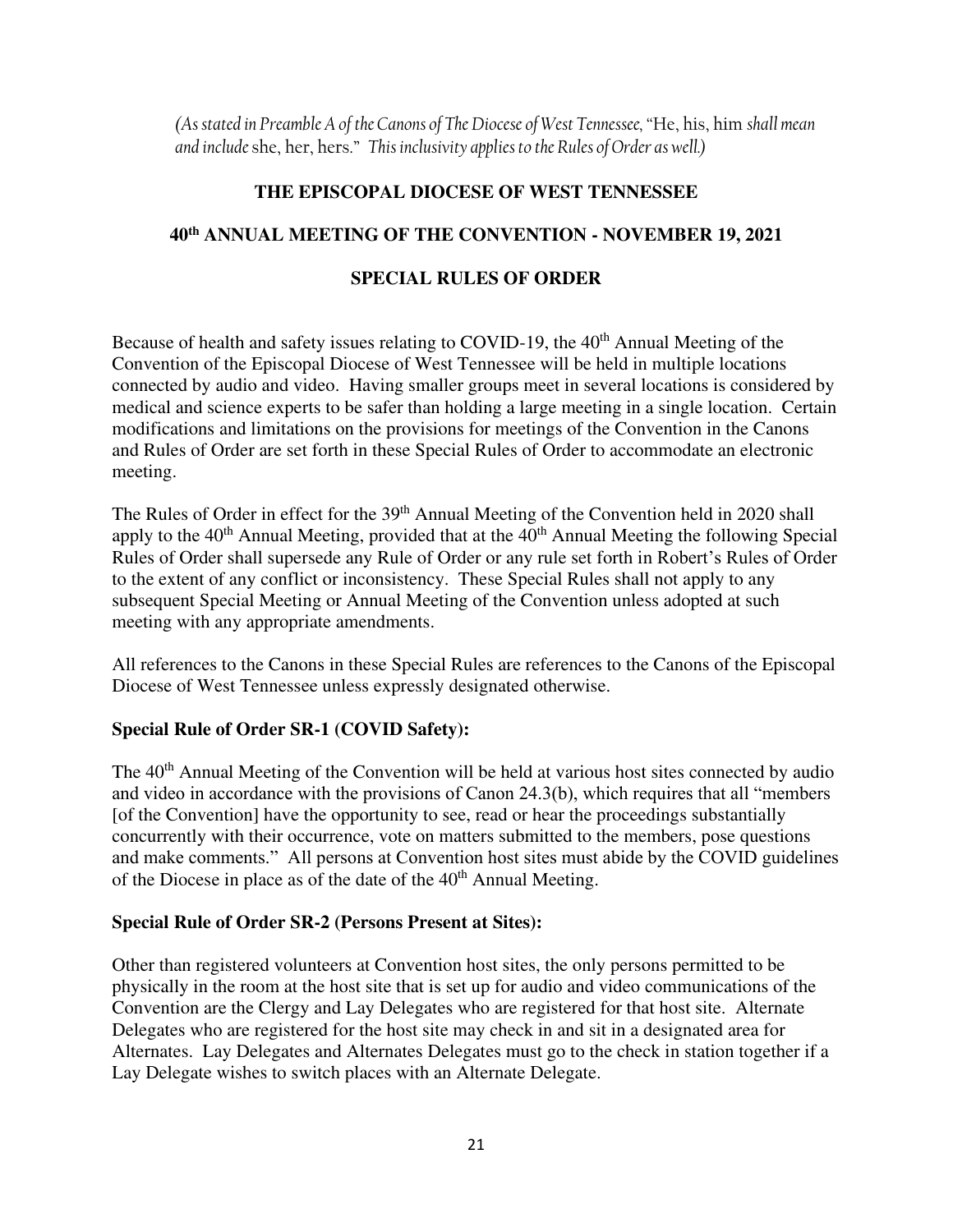*(As stated in Preamble A of the Canons of The Diocese of West Tennessee,* "He, his, him *shall mean and include* she, her, hers." *This inclusivity applies to the Rules of Order as well.)*

# THE EPISCOPAL DIOCESE OF WEST TENNESSEE

## 40th ANNUAL MEETING OF THE CONVENTION - NOVEMBER 19, 2021

## SPECIAL RULES OF ORDER

Because of health and safety issues relating to COVID-19, the 40th Annual Meeting of the Convention of the Episcopal Diocese of West Tennessee will be held in multiple locations connected by audio and video. Having smaller groups meet in several locations is considered by medical and science experts to be safer than holding a large meeting in a single location. Certain modifications and limitations on the provisions for meetings of the Convention in the Canons and Rules of Order are set forth in these Special Rules of Order to accommodate an electronic meeting.

The Rules of Order in effect for the 39th Annual Meeting of the Convention held in 2020 shall apply to the 40th Annual Meeting, provided that at the 40th Annual Meeting the following Special Rules of Order shall supersede any Rule of Order or any rule set forth in Robert's Rules of Order to the extent of any conflict or inconsistency. These Special Rules shall not apply to any subsequent Special Meeting or Annual Meeting of the Convention unless adopted at such meeting with any appropriate amendments.

All references to the Canons in these Special Rules are references to the Canons of the Episcopal Diocese of West Tennessee unless expressly designated otherwise.

### Special Rule of Order SR-1 (COVID Safety):

The 40th Annual Meeting of the Convention will be held at various host sites connected by audio and video in accordance with the provisions of Canon 24.3(b), which requires that all "members [of the Convention] have the opportunity to see, read or hear the proceedings substantially concurrently with their occurrence, vote on matters submitted to the members, pose questions and make comments." All persons at Convention host sites must abide by the COVID guidelines of the Diocese in place as of the date of the 40th Annual Meeting.

### Special Rule of Order SR-2 (Persons Present at Sites):

Other than registered volunteers at Convention host sites, the only persons permitted to be physically in the room at the host site that is set up for audio and video communications of the Convention are the Clergy and Lay Delegates who are registered for that host site. Alternate Delegates who are registered for the host site may check in and sit in a designated area for Alternates. Lay Delegates and Alternates Delegates must go to the check in station together if a Lay Delegate wishes to switch places with an Alternate Delegate.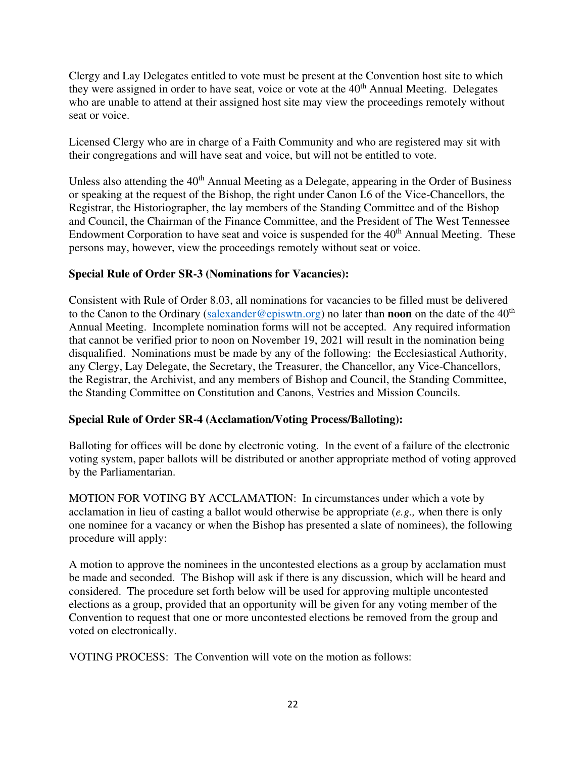Clergy and Lay Delegates entitled to vote must be present at the Convention host site to which they were assigned in order to have seat, voice or vote at the 40th Annual Meeting. Delegates who are unable to attend at their assigned host site may view the proceedings remotely without seat or voice.

Licensed Clergy who are in charge of a Faith Community and who are registered may sit with their congregations and will have seat and voice, but will not be entitled to vote.

Unless also attending the 40th Annual Meeting as a Delegate, appearing in the Order of Business or speaking at the request of the Bishop, the right under Canon I.6 of the Vice-Chancellors, the Registrar, the Historiographer, the lay members of the Standing Committee and of the Bishop and Council, the Chairman of the Finance Committee, and the President of The West Tennessee Endowment Corporation to have seat and voice is suspended for the 40th Annual Meeting. These persons may, however, view the proceedings remotely without seat or voice.

**Special Rule of Order SR-3 (Nominations for Vacancies):**

Consistent with Rule of Order 8.03, all nominations for vacancies to be filled must be delivered to the Canon to the Ordinary (salexander@episwtn.org) no later than **noon** on the date of the 40th Annual Meeting. Incomplete nomination forms will not be accepted. Any required information that cannot be verified prior to noon on November 19, 2021 will result in the nomination being disqualified. Nominations must be made by any of the following: the Ecclesiastical Authority, any Clergy, Lay Delegate, the Secretary, the Treasurer, the Chancellor, any Vice-Chancellors, the Registrar, the Archivist, and any members of Bishop and Council, the Standing Committee, the Standing Committee on Constitution and Canons, Vestries and Mission Councils.

**Special Rule of Order SR-4 (Acclamation/Voting Process/Balloting):**

Balloting for offices will be done by electronic voting. In the event of a failure of the electronic voting system, paper ballots will be distributed or another appropriate method of voting approved by the Parliamentarian.

MOTION FOR VOTING BY ACCLAMATION: In circumstances under which a vote by acclamation in lieu of casting a ballot would otherwise be appropriate (*e.g.,* when there is only one nominee for a vacancy or when the Bishop has presented a slate of nominees), the following procedure will apply:

A motion to approve the nominees in the uncontested elections as a group by acclamation must be made and seconded. The Bishop will ask if there is any discussion, which will be heard and considered. The procedure set forth below will be used for approving multiple uncontested elections as a group, provided that an opportunity will be given for any voting member of the Convention to request that one or more uncontested elections be removed from the group and voted on electronically.

VOTING PROCESS: The Convention will vote on the motion as follows: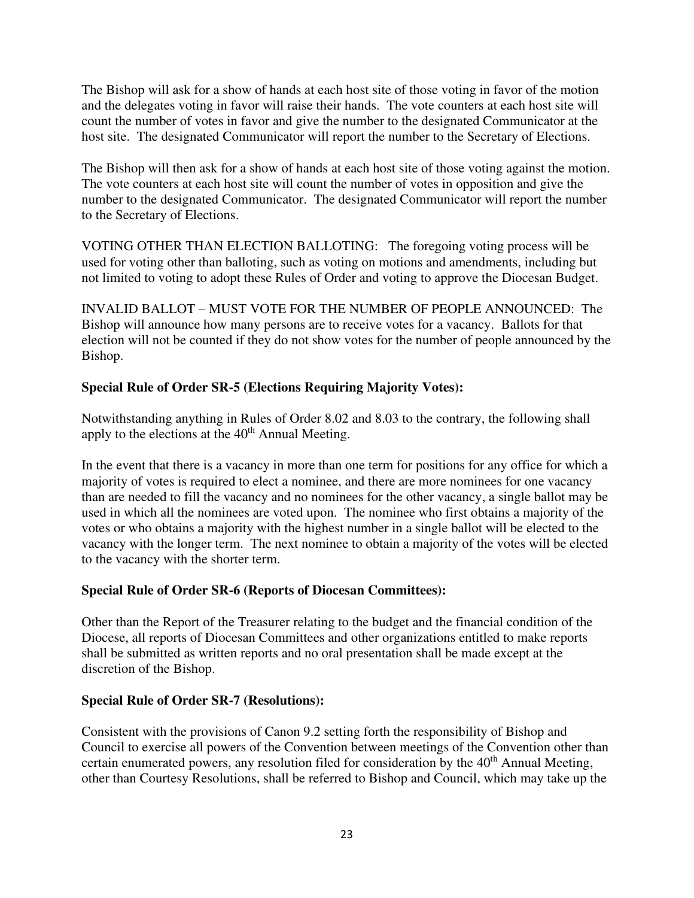The Bishop will ask for a show of hands at each host site of those voting in favor of the motion and the delegates voting in favor will raise their hands. The vote counters at each host site will count the number of votes in favor and give the number to the designated Communicator at the host site. The designated Communicator will report the number to the Secretary of Elections.

The Bishop will then ask for a show of hands at each host site of those voting against the motion. The vote counters at each host site will count the number of votes in opposition and give the number to the designated Communicator. The designated Communicator will report the number to the Secretary of Elections.

VOTING OTHER THAN ELECTION BALLOTING: The foregoing voting process will be used for voting other than balloting, such as voting on motions and amendments, including but not limited to voting to adopt these Rules of Order and voting to approve the Diocesan Budget.

INVALID BALLOT – MUST VOTE FOR THE NUMBER OF PEOPLE ANNOUNCED: The Bishop will announce how many persons are to receive votes for a vacancy. Ballots for that election will not be counted if they do not show votes for the number of people announced by the Bishop.

**Special Rule of Order SR-5 (Elections Requiring Majority Votes):**

Notwithstanding anything in Rules of Order 8.02 and 8.03 to the contrary, the following shall apply to the elections at the 40th Annual Meeting.

In the event that there is a vacancy in more than one term for positions for any office for which a majority of votes is required to elect a nominee, and there are more nominees for one vacancy than are needed to fill the vacancy and no nominees for the other vacancy, a single ballot may be used in which all the nominees are voted upon. The nominee who first obtains a majority of the votes or who obtains a majority with the highest number in a single ballot will be elected to the vacancy with the longer term. The next nominee to obtain a majority of the votes will be elected to the vacancy with the shorter term.

**Special Rule of Order SR-6 (Reports of Diocesan Committees):**

Other than the Report of the Treasurer relating to the budget and the financial condition of the Diocese, all reports of Diocesan Committees and other organizations entitled to make reports shall be submitted as written reports and no oral presentation shall be made except at the discretion of the Bishop.

**Special Rule of Order SR-7 (Resolutions):**

Consistent with the provisions of Canon 9.2 setting forth the responsibility of Bishop and Council to exercise all powers of the Convention between meetings of the Convention other than certain enumerated powers, any resolution filed for consideration by the 40th Annual Meeting, other than Courtesy Resolutions, shall be referred to Bishop and Council, which may take up the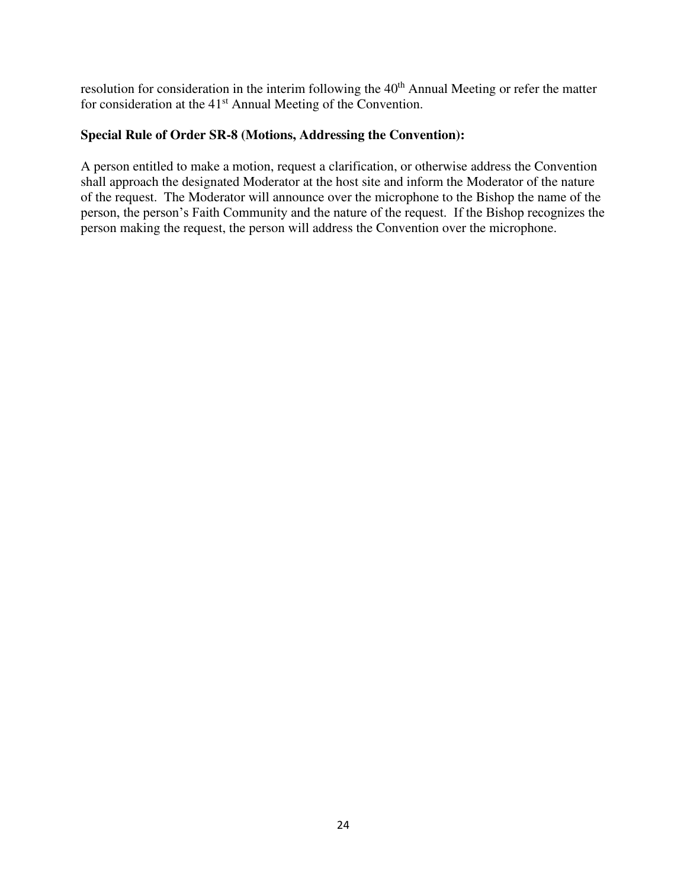resolution for consideration in the interim following the 40th Annual Meeting or refer the matter for consideration at the 41st Annual Meeting of the Convention.

**Special Rule of Order SR-8 (Motions, Addressing the Convention):**

A person entitled to make a motion, request a clarification, or otherwise address the Convention shall approach the designated Moderator at the host site and inform the Moderator of the nature of the request. The Moderator will announce over the microphone to the Bishop the name of the person, the person's Faith Community and the nature of the request. If the Bishop recognizes the person making the request, the person will address the Convention over the microphone.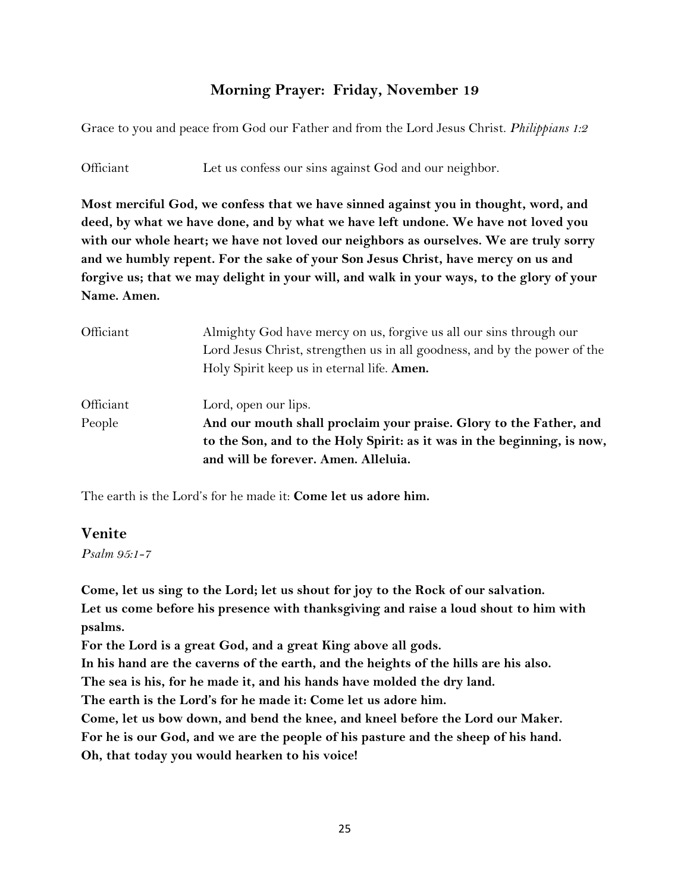## Morning Prayer: Friday, November 19

Grace to you and peace from God our Father and from the Lord Jesus Christ. *Philippians 1:2*

Officiant Let us confess our sins against God and our neighbor.

**Most merciful God, we confess that we have sinned against you in thought, word, and deed, by what we have done, and by what we have left undone. We have not loved you with our whole heart; we have not loved our neighbors as ourselves. We are truly sorry and we humbly repent. For the sake of your Son Jesus Christ, have mercy on us and forgive us; that we may delight in your will, and walk in your ways, to the glory of your Name. Amen.**

Officiant Almighty God have mercy on us, forgive us all our sins through our Lord Jesus Christ, strengthen us in all goodness, and by the power of the Holy Spirit keep us in eternal life. **Amen.**

Officiant Lord, open our lips.

People **And our mouth shall proclaim your praise. Glory to the Father, and to the Son, and to the Holy Spirit: as it was in the beginning, is now, and will be forever. Amen. Alleluia.**

The earth is the Lord's for he made it: **Come let us adore him.**

## Venite

*Psalm 95:1-7*

**Come, let us sing to the Lord; let us shout for joy to the Rock of our salvation.**
**Let us come before his presence with thanksgiving and raise a loud shout to him with psalms.**
**For the Lord is a great God, and a great King above all gods.**
**In his hand are the caverns of the earth, and the heights of the hills are his also.**
**The sea is his, for he made it, and his hands have molded the dry land.**
**The earth is the Lord's for he made it: Come let us adore him.**
**Come, let us bow down, and bend the knee, and kneel before the Lord our Maker.**
**For he is our God, and we are the people of his pasture and the sheep of his hand.**
**Oh, that today you would hearken to his voice!**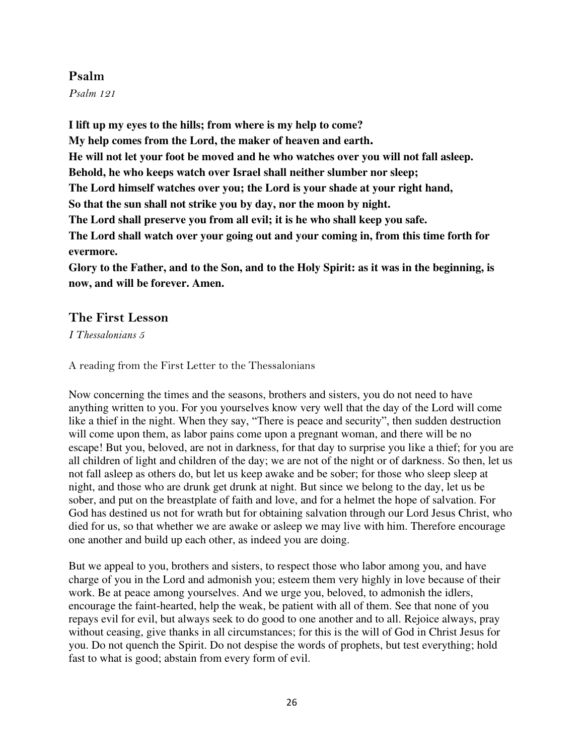## Psalm

*Psalm 121*

**I lift up my eyes to the hills; from where is my help to come?**
**My help comes from the Lord, the maker of heaven and earth.**
**He will not let your foot be moved and he who watches over you will not fall asleep.**
**Behold, he who keeps watch over Israel shall neither slumber nor sleep;**
**The Lord himself watches over you; the Lord is your shade at your right hand,**
**So that the sun shall not strike you by day, nor the moon by night.**
**The Lord shall preserve you from all evil; it is he who shall keep you safe.**
**The Lord shall watch over your going out and your coming in, from this time forth for evermore.**
**Glory to the Father, and to the Son, and to the Holy Spirit: as it was in the beginning, is now, and will be forever. Amen.**

## The First Lesson

*I Thessalonians 5*

A reading from the First Letter to the Thessalonians

Now concerning the times and the seasons, brothers and sisters, you do not need to have anything written to you. For you yourselves know very well that the day of the Lord will come like a thief in the night. When they say, "There is peace and security", then sudden destruction will come upon them, as labor pains come upon a pregnant woman, and there will be no escape! But you, beloved, are not in darkness, for that day to surprise you like a thief; for you are all children of light and children of the day; we are not of the night or of darkness. So then, let us not fall asleep as others do, but let us keep awake and be sober; for those who sleep sleep at night, and those who are drunk get drunk at night. But since we belong to the day, let us be sober, and put on the breastplate of faith and love, and for a helmet the hope of salvation. For God has destined us not for wrath but for obtaining salvation through our Lord Jesus Christ, who died for us, so that whether we are awake or asleep we may live with him. Therefore encourage one another and build up each other, as indeed you are doing.

But we appeal to you, brothers and sisters, to respect those who labor among you, and have charge of you in the Lord and admonish you; esteem them very highly in love because of their work. Be at peace among yourselves. And we urge you, beloved, to admonish the idlers, encourage the faint-hearted, help the weak, be patient with all of them. See that none of you repays evil for evil, but always seek to do good to one another and to all. Rejoice always, pray without ceasing, give thanks in all circumstances; for this is the will of God in Christ Jesus for you. Do not quench the Spirit. Do not despise the words of prophets, but test everything; hold fast to what is good; abstain from every form of evil.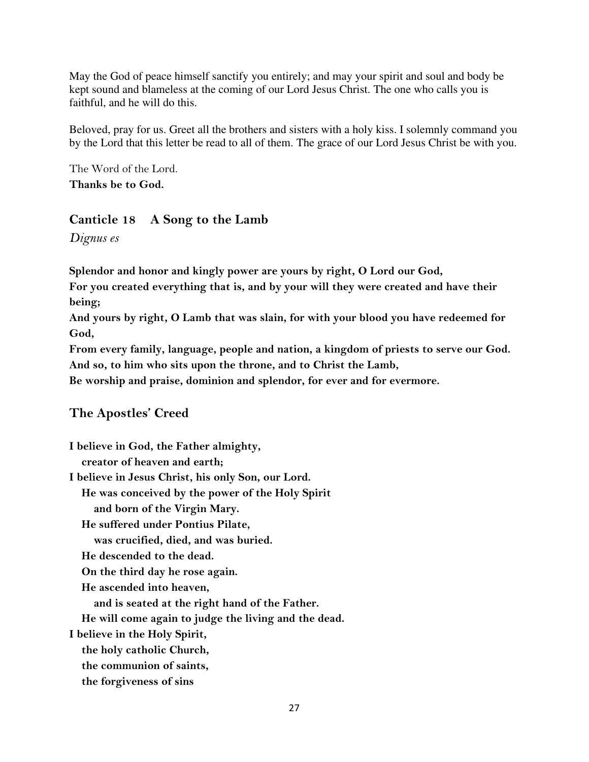May the God of peace himself sanctify you entirely; and may your spirit and soul and body be kept sound and blameless at the coming of our Lord Jesus Christ. The one who calls you is faithful, and he will do this.

Beloved, pray for us. Greet all the brothers and sisters with a holy kiss. I solemnly command you by the Lord that this letter be read to all of them. The grace of our Lord Jesus Christ be with you.

The Word of the Lord.
**Thanks be to God.**

## Canticle 18 A Song to the Lamb

*Dignus es*

**Splendor and honor and kingly power are yours by right, O Lord our God,**
**For you created everything that is, and by your will they were created and have their being;**
**And yours by right, O Lamb that was slain, for with your blood you have redeemed for God,**
**From every family, language, people and nation, a kingdom of priests to serve our God.**
**And so, to him who sits upon the throne, and to Christ the Lamb,**
**Be worship and praise, dominion and splendor, for ever and for evermore.**

## The Apostles' Creed

**I believe in God, the Father almighty,**
**creator of heaven and earth;**
**I believe in Jesus Christ, his only Son, our Lord.**
**He was conceived by the power of the Holy Spirit**
**and born of the Virgin Mary.**
**He suffered under Pontius Pilate,**
**was crucified, died, and was buried.**
**He descended to the dead.**
**On the third day he rose again.**
**He ascended into heaven,**
**and is seated at the right hand of the Father.**
**He will come again to judge the living and the dead.**
**I believe in the Holy Spirit,**
**the holy catholic Church,**
**the communion of saints,**
**the forgiveness of sins**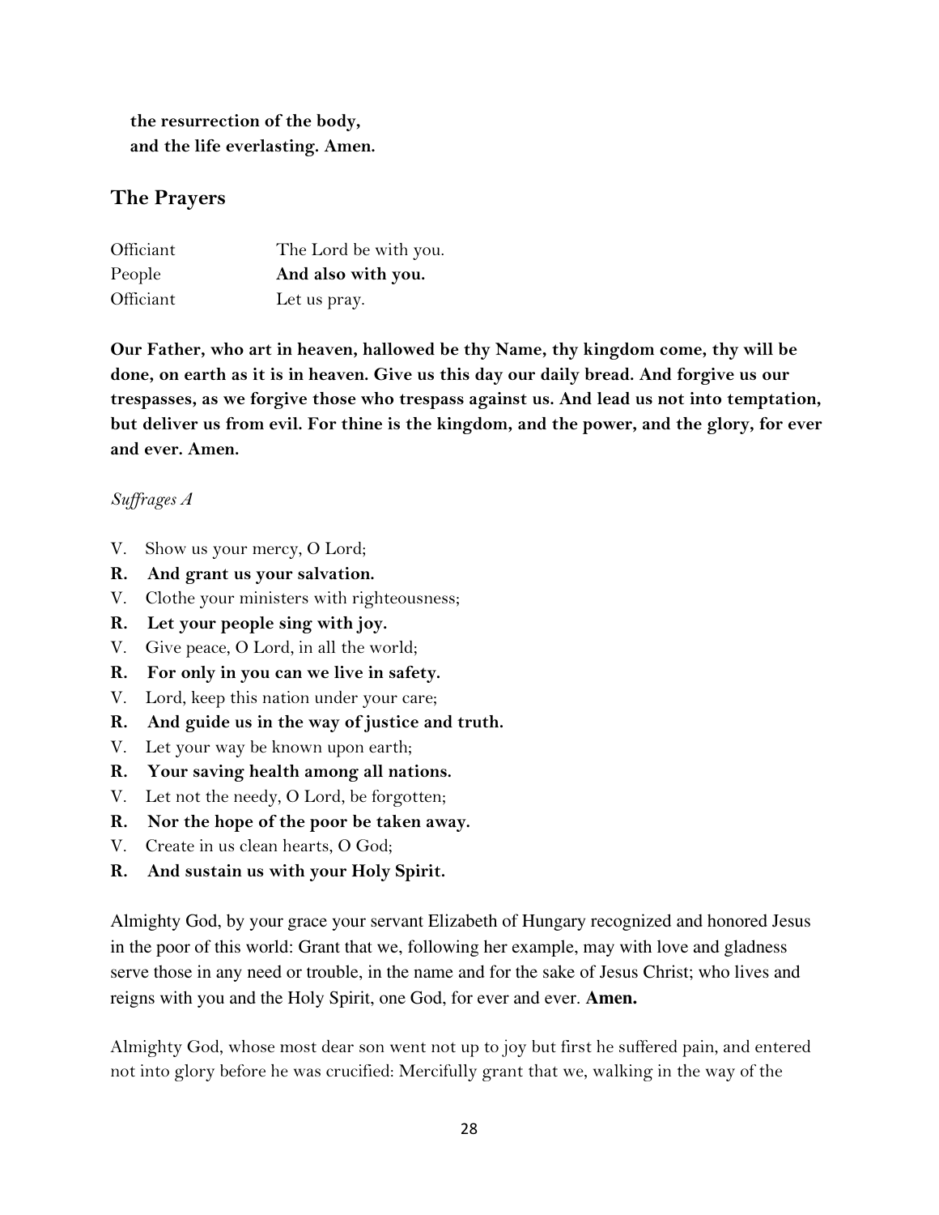**the resurrection of the body,**
**and the life everlasting. Amen.**

## The Prayers

| | |
|---|---|
| Officiant | The Lord be with you. |
| People | **And also with you.** |
| Officiant | Let us pray. |

**Our Father, who art in heaven, hallowed be thy Name, thy kingdom come, thy will be done, on earth as it is in heaven. Give us this day our daily bread. And forgive us our trespasses, as we forgive those who trespass against us. And lead us not into temptation, but deliver us from evil. For thine is the kingdom, and the power, and the glory, for ever and ever. Amen.**

*Suffrages A*

V. Show us your mercy, O Lord;
**R. And grant us your salvation.**
V. Clothe your ministers with righteousness;
**R. Let your people sing with joy.**
V. Give peace, O Lord, in all the world;
**R. For only in you can we live in safety.**
V. Lord, keep this nation under your care;
**R. And guide us in the way of justice and truth.**
V. Let your way be known upon earth;
**R. Your saving health among all nations.**
V. Let not the needy, O Lord, be forgotten;
**R. Nor the hope of the poor be taken away.**
V. Create in us clean hearts, O God;
**R. And sustain us with your Holy Spirit.**

Almighty God, by your grace your servant Elizabeth of Hungary recognized and honored Jesus in the poor of this world: Grant that we, following her example, may with love and gladness serve those in any need or trouble, in the name and for the sake of Jesus Christ; who lives and reigns with you and the Holy Spirit, one God, for ever and ever. **Amen.**

Almighty God, whose most dear son went not up to joy but first he suffered pain, and entered not into glory before he was crucified: Mercifully grant that we, walking in the way of the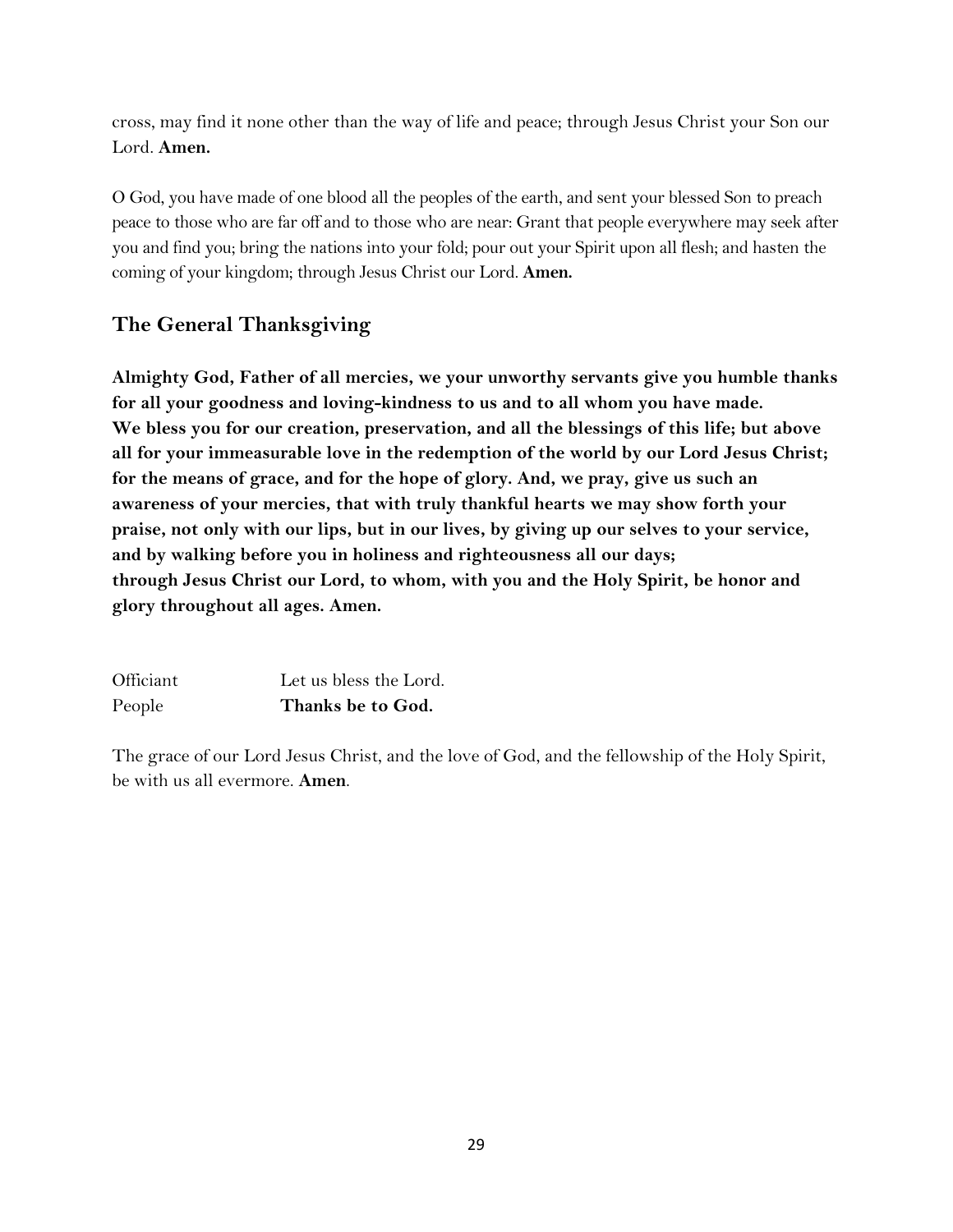cross, may find it none other than the way of life and peace; through Jesus Christ your Son our Lord. **Amen.**

O God, you have made of one blood all the peoples of the earth, and sent your blessed Son to preach peace to those who are far off and to those who are near: Grant that people everywhere may seek after you and find you; bring the nations into your fold; pour out your Spirit upon all flesh; and hasten the coming of your kingdom; through Jesus Christ our Lord. **Amen.**

## The General Thanksgiving

**Almighty God, Father of all mercies, we your unworthy servants give you humble thanks for all your goodness and loving-kindness to us and to all whom you have made. We bless you for our creation, preservation, and all the blessings of this life; but above all for your immeasurable love in the redemption of the world by our Lord Jesus Christ; for the means of grace, and for the hope of glory. And, we pray, give us such an awareness of your mercies, that with truly thankful hearts we may show forth your praise, not only with our lips, but in our lives, by giving up our selves to your service, and by walking before you in holiness and righteousness all our days; through Jesus Christ our Lord, to whom, with you and the Holy Spirit, be honor and glory throughout all ages. Amen.**

| | |
|---|---|
| Officiant | Let us bless the Lord. |
| People | **Thanks be to God.** |

The grace of our Lord Jesus Christ, and the love of God, and the fellowship of the Holy Spirit, be with us all evermore. **Amen**.